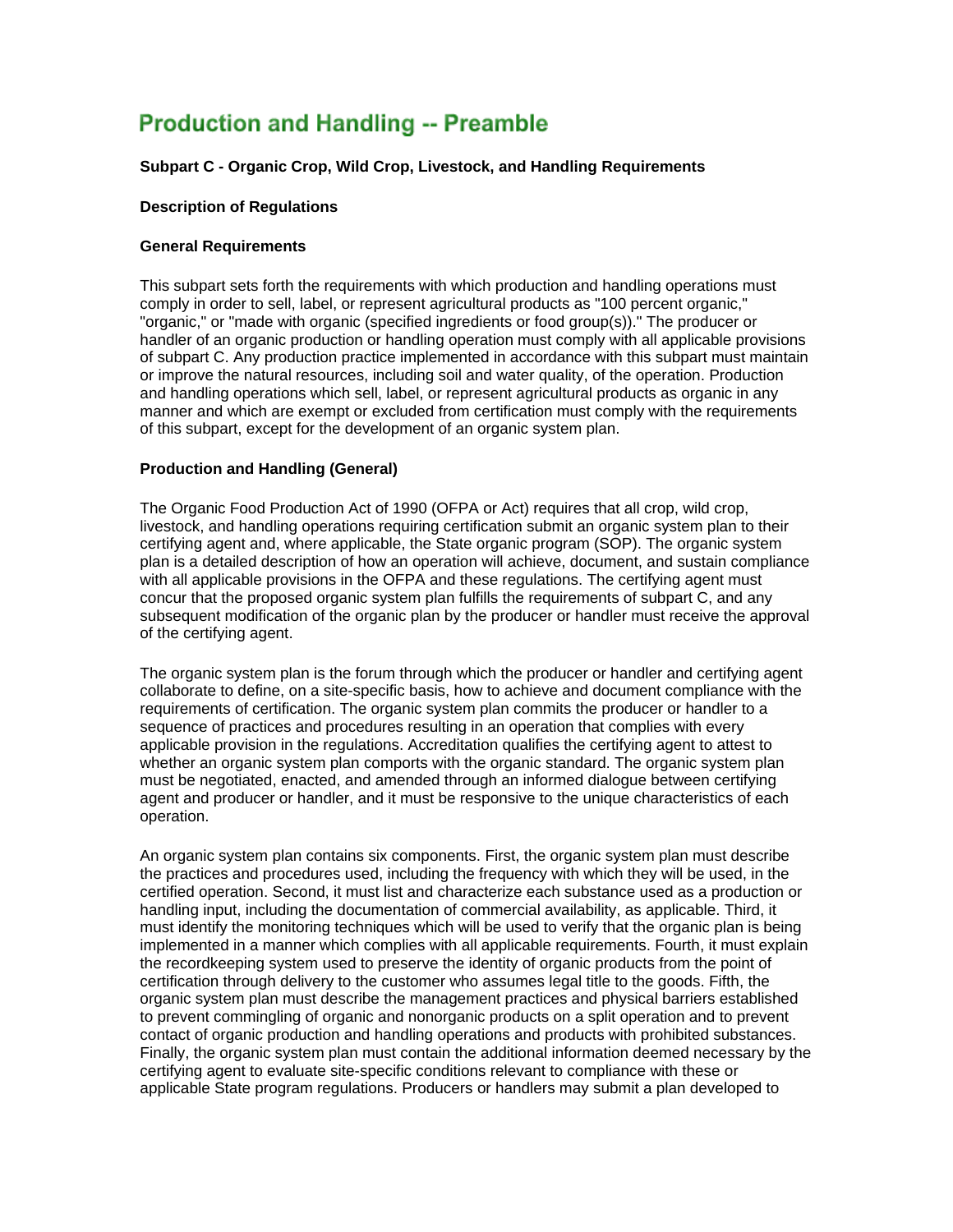# Production and Handling -- Preamble

**Subpart C - Organic Crop, Wild Crop, Livestock, and Handling Requirements**

**Description of Regulations**

**General Requirements**

This subpart sets forth the requirements with which production and handling operations must comply in order to sell, label, or represent agricultural products as "100 percent organic," "organic," or "made with organic (specified ingredients or food group(s))." The producer or handler of an organic production or handling operation must comply with all applicable provisions of subpart C. Any production practice implemented in accordance with this subpart must maintain or improve the natural resources, including soil and water quality, of the operation. Production and handling operations which sell, label, or represent agricultural products as organic in any manner and which are exempt or excluded from certification must comply with the requirements of this subpart, except for the development of an organic system plan.

**Production and Handling (General)**

The Organic Food Production Act of 1990 (OFPA or Act) requires that all crop, wild crop, livestock, and handling operations requiring certification submit an organic system plan to their certifying agent and, where applicable, the State organic program (SOP). The organic system plan is a detailed description of how an operation will achieve, document, and sustain compliance with all applicable provisions in the OFPA and these regulations. The certifying agent must concur that the proposed organic system plan fulfills the requirements of subpart C, and any subsequent modification of the organic plan by the producer or handler must receive the approval of the certifying agent.

The organic system plan is the forum through which the producer or handler and certifying agent collaborate to define, on a site-specific basis, how to achieve and document compliance with the requirements of certification. The organic system plan commits the producer or handler to a sequence of practices and procedures resulting in an operation that complies with every applicable provision in the regulations. Accreditation qualifies the certifying agent to attest to whether an organic system plan comports with the organic standard. The organic system plan must be negotiated, enacted, and amended through an informed dialogue between certifying agent and producer or handler, and it must be responsive to the unique characteristics of each operation.

An organic system plan contains six components. First, the organic system plan must describe the practices and procedures used, including the frequency with which they will be used, in the certified operation. Second, it must list and characterize each substance used as a production or handling input, including the documentation of commercial availability, as applicable. Third, it must identify the monitoring techniques which will be used to verify that the organic plan is being implemented in a manner which complies with all applicable requirements. Fourth, it must explain the recordkeeping system used to preserve the identity of organic products from the point of certification through delivery to the customer who assumes legal title to the goods. Fifth, the organic system plan must describe the management practices and physical barriers established to prevent commingling of organic and nonorganic products on a split operation and to prevent contact of organic production and handling operations and products with prohibited substances. Finally, the organic system plan must contain the additional information deemed necessary by the certifying agent to evaluate site-specific conditions relevant to compliance with these or applicable State program regulations. Producers or handlers may submit a plan developed to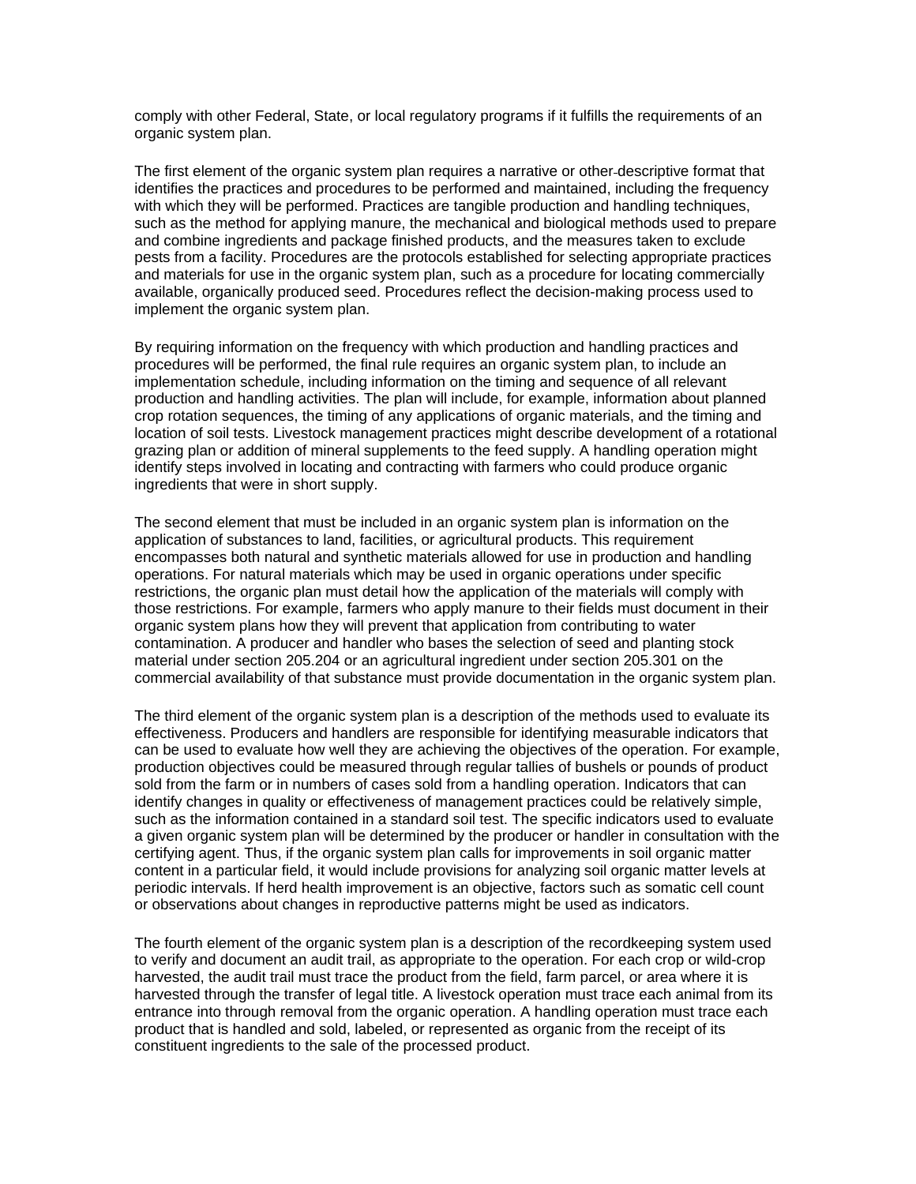comply with other Federal, State, or local regulatory programs if it fulfills the requirements of an organic system plan.

The first element of the organic system plan requires a narrative or other descriptive format that identifies the practices and procedures to be performed and maintained, including the frequency with which they will be performed. Practices are tangible production and handling techniques, such as the method for applying manure, the mechanical and biological methods used to prepare and combine ingredients and package finished products, and the measures taken to exclude pests from a facility. Procedures are the protocols established for selecting appropriate practices and materials for use in the organic system plan, such as a procedure for locating commercially available, organically produced seed. Procedures reflect the decision-making process used to implement the organic system plan.

By requiring information on the frequency with which production and handling practices and procedures will be performed, the final rule requires an organic system plan, to include an implementation schedule, including information on the timing and sequence of all relevant production and handling activities. The plan will include, for example, information about planned crop rotation sequences, the timing of any applications of organic materials, and the timing and location of soil tests. Livestock management practices might describe development of a rotational grazing plan or addition of mineral supplements to the feed supply. A handling operation might identify steps involved in locating and contracting with farmers who could produce organic ingredients that were in short supply.

The second element that must be included in an organic system plan is information on the application of substances to land, facilities, or agricultural products. This requirement encompasses both natural and synthetic materials allowed for use in production and handling operations. For natural materials which may be used in organic operations under specific restrictions, the organic plan must detail how the application of the materials will comply with those restrictions. For example, farmers who apply manure to their fields must document in their organic system plans how they will prevent that application from contributing to water contamination. A producer and handler who bases the selection of seed and planting stock material under section 205.204 or an agricultural ingredient under section 205.301 on the commercial availability of that substance must provide documentation in the organic system plan.

The third element of the organic system plan is a description of the methods used to evaluate its effectiveness. Producers and handlers are responsible for identifying measurable indicators that can be used to evaluate how well they are achieving the objectives of the operation. For example, production objectives could be measured through regular tallies of bushels or pounds of product sold from the farm or in numbers of cases sold from a handling operation. Indicators that can identify changes in quality or effectiveness of management practices could be relatively simple, such as the information contained in a standard soil test. The specific indicators used to evaluate a given organic system plan will be determined by the producer or handler in consultation with the certifying agent. Thus, if the organic system plan calls for improvements in soil organic matter content in a particular field, it would include provisions for analyzing soil organic matter levels at periodic intervals. If herd health improvement is an objective, factors such as somatic cell count or observations about changes in reproductive patterns might be used as indicators.

The fourth element of the organic system plan is a description of the recordkeeping system used to verify and document an audit trail, as appropriate to the operation. For each crop or wild-crop harvested, the audit trail must trace the product from the field, farm parcel, or area where it is harvested through the transfer of legal title. A livestock operation must trace each animal from its entrance into through removal from the organic operation. A handling operation must trace each product that is handled and sold, labeled, or represented as organic from the receipt of its constituent ingredients to the sale of the processed product.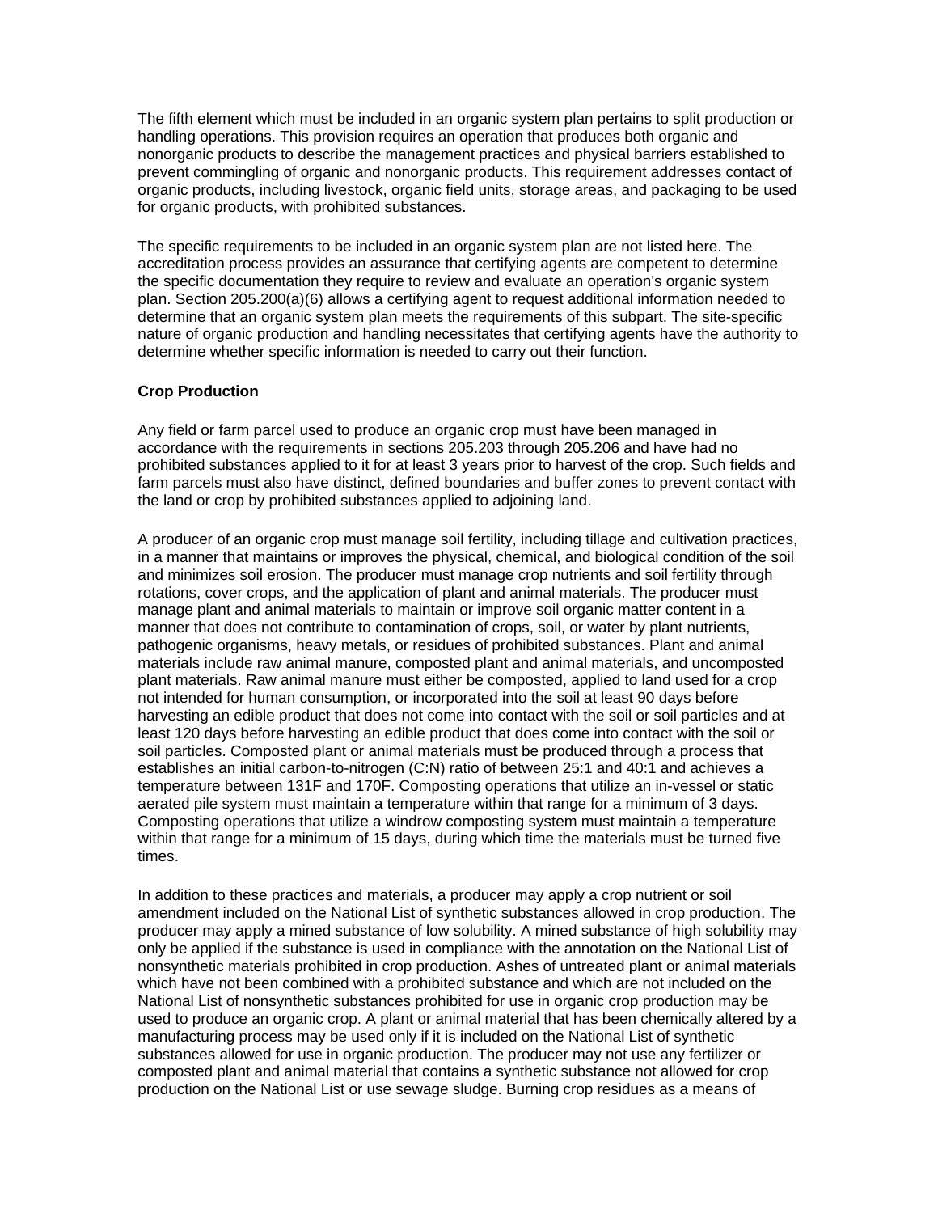The fifth element which must be included in an organic system plan pertains to split production or handling operations. This provision requires an operation that produces both organic and nonorganic products to describe the management practices and physical barriers established to prevent commingling of organic and nonorganic products. This requirement addresses contact of organic products, including livestock, organic field units, storage areas, and packaging to be used for organic products, with prohibited substances.

The specific requirements to be included in an organic system plan are not listed here. The accreditation process provides an assurance that certifying agents are competent to determine the specific documentation they require to review and evaluate an operation's organic system plan. Section 205.200(a)(6) allows a certifying agent to request additional information needed to determine that an organic system plan meets the requirements of this subpart. The site-specific nature of organic production and handling necessitates that certifying agents have the authority to determine whether specific information is needed to carry out their function.

**Crop Production**

Any field or farm parcel used to produce an organic crop must have been managed in accordance with the requirements in sections 205.203 through 205.206 and have had no prohibited substances applied to it for at least 3 years prior to harvest of the crop. Such fields and farm parcels must also have distinct, defined boundaries and buffer zones to prevent contact with the land or crop by prohibited substances applied to adjoining land.

A producer of an organic crop must manage soil fertility, including tillage and cultivation practices, in a manner that maintains or improves the physical, chemical, and biological condition of the soil and minimizes soil erosion. The producer must manage crop nutrients and soil fertility through rotations, cover crops, and the application of plant and animal materials. The producer must manage plant and animal materials to maintain or improve soil organic matter content in a manner that does not contribute to contamination of crops, soil, or water by plant nutrients, pathogenic organisms, heavy metals, or residues of prohibited substances. Plant and animal materials include raw animal manure, composted plant and animal materials, and uncomposted plant materials. Raw animal manure must either be composted, applied to land used for a crop not intended for human consumption, or incorporated into the soil at least 90 days before harvesting an edible product that does not come into contact with the soil or soil particles and at least 120 days before harvesting an edible product that does come into contact with the soil or soil particles. Composted plant or animal materials must be produced through a process that establishes an initial carbon-to-nitrogen (C:N) ratio of between 25:1 and 40:1 and achieves a temperature between 131F and 170F. Composting operations that utilize an in-vessel or static aerated pile system must maintain a temperature within that range for a minimum of 3 days. Composting operations that utilize a windrow composting system must maintain a temperature within that range for a minimum of 15 days, during which time the materials must be turned five times.

In addition to these practices and materials, a producer may apply a crop nutrient or soil amendment included on the National List of synthetic substances allowed in crop production. The producer may apply a mined substance of low solubility. A mined substance of high solubility may only be applied if the substance is used in compliance with the annotation on the National List of nonsynthetic materials prohibited in crop production. Ashes of untreated plant or animal materials which have not been combined with a prohibited substance and which are not included on the National List of nonsynthetic substances prohibited for use in organic crop production may be used to produce an organic crop. A plant or animal material that has been chemically altered by a manufacturing process may be used only if it is included on the National List of synthetic substances allowed for use in organic production. The producer may not use any fertilizer or composted plant and animal material that contains a synthetic substance not allowed for crop production on the National List or use sewage sludge. Burning crop residues as a means of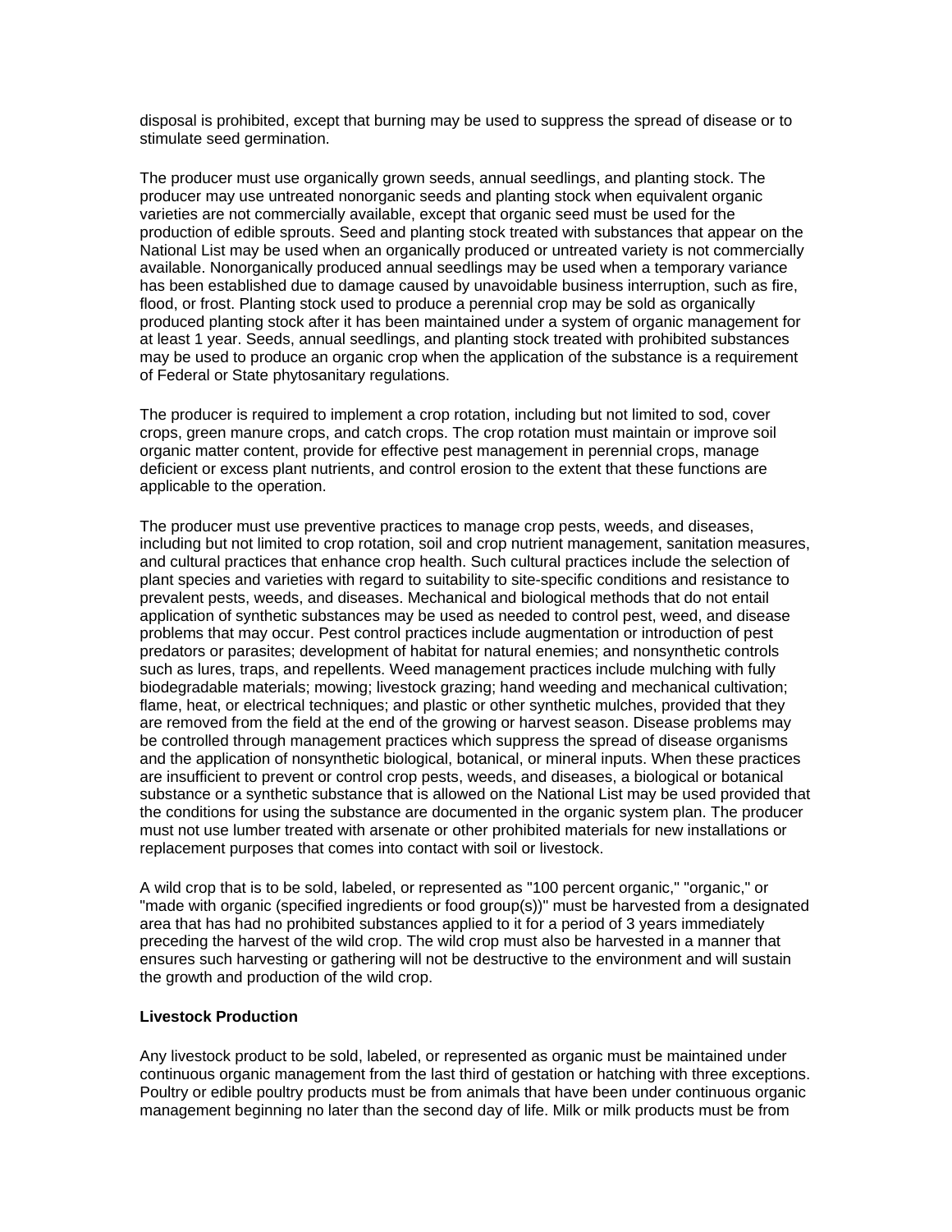disposal is prohibited, except that burning may be used to suppress the spread of disease or to stimulate seed germination.

The producer must use organically grown seeds, annual seedlings, and planting stock. The producer may use untreated nonorganic seeds and planting stock when equivalent organic varieties are not commercially available, except that organic seed must be used for the production of edible sprouts. Seed and planting stock treated with substances that appear on the National List may be used when an organically produced or untreated variety is not commercially available. Nonorganically produced annual seedlings may be used when a temporary variance has been established due to damage caused by unavoidable business interruption, such as fire, flood, or frost. Planting stock used to produce a perennial crop may be sold as organically produced planting stock after it has been maintained under a system of organic management for at least 1 year. Seeds, annual seedlings, and planting stock treated with prohibited substances may be used to produce an organic crop when the application of the substance is a requirement of Federal or State phytosanitary regulations.

The producer is required to implement a crop rotation, including but not limited to sod, cover crops, green manure crops, and catch crops. The crop rotation must maintain or improve soil organic matter content, provide for effective pest management in perennial crops, manage deficient or excess plant nutrients, and control erosion to the extent that these functions are applicable to the operation.

The producer must use preventive practices to manage crop pests, weeds, and diseases, including but not limited to crop rotation, soil and crop nutrient management, sanitation measures, and cultural practices that enhance crop health. Such cultural practices include the selection of plant species and varieties with regard to suitability to site-specific conditions and resistance to prevalent pests, weeds, and diseases. Mechanical and biological methods that do not entail application of synthetic substances may be used as needed to control pest, weed, and disease problems that may occur. Pest control practices include augmentation or introduction of pest predators or parasites; development of habitat for natural enemies; and nonsynthetic controls such as lures, traps, and repellents. Weed management practices include mulching with fully biodegradable materials; mowing; livestock grazing; hand weeding and mechanical cultivation; flame, heat, or electrical techniques; and plastic or other synthetic mulches, provided that they are removed from the field at the end of the growing or harvest season. Disease problems may be controlled through management practices which suppress the spread of disease organisms and the application of nonsynthetic biological, botanical, or mineral inputs. When these practices are insufficient to prevent or control crop pests, weeds, and diseases, a biological or botanical substance or a synthetic substance that is allowed on the National List may be used provided that the conditions for using the substance are documented in the organic system plan. The producer must not use lumber treated with arsenate or other prohibited materials for new installations or replacement purposes that comes into contact with soil or livestock.

A wild crop that is to be sold, labeled, or represented as "100 percent organic," "organic," or "made with organic (specified ingredients or food group(s))" must be harvested from a designated area that has had no prohibited substances applied to it for a period of 3 years immediately preceding the harvest of the wild crop. The wild crop must also be harvested in a manner that ensures such harvesting or gathering will not be destructive to the environment and will sustain the growth and production of the wild crop.

**Livestock Production**

Any livestock product to be sold, labeled, or represented as organic must be maintained under continuous organic management from the last third of gestation or hatching with three exceptions. Poultry or edible poultry products must be from animals that have been under continuous organic management beginning no later than the second day of life. Milk or milk products must be from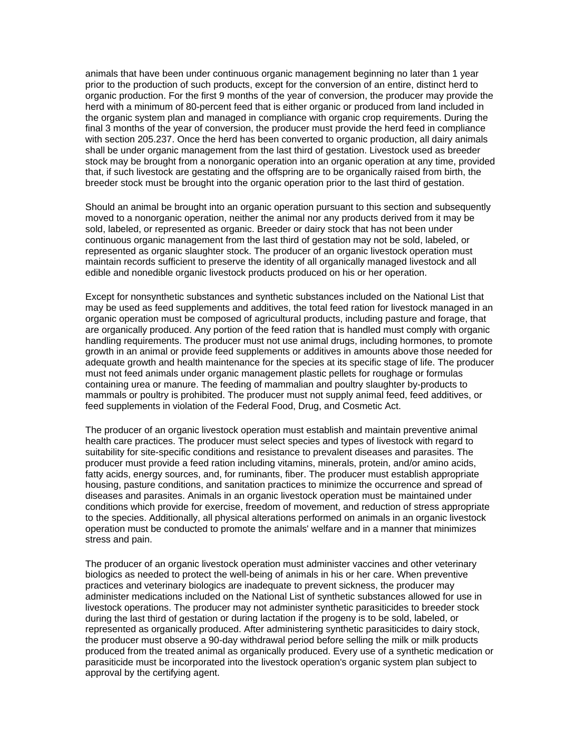animals that have been under continuous organic management beginning no later than 1 year prior to the production of such products, except for the conversion of an entire, distinct herd to organic production. For the first 9 months of the year of conversion, the producer may provide the herd with a minimum of 80-percent feed that is either organic or produced from land included in the organic system plan and managed in compliance with organic crop requirements. During the final 3 months of the year of conversion, the producer must provide the herd feed in compliance with section 205.237. Once the herd has been converted to organic production, all dairy animals shall be under organic management from the last third of gestation. Livestock used as breeder stock may be brought from a nonorganic operation into an organic operation at any time, provided that, if such livestock are gestating and the offspring are to be organically raised from birth, the breeder stock must be brought into the organic operation prior to the last third of gestation.

Should an animal be brought into an organic operation pursuant to this section and subsequently moved to a nonorganic operation, neither the animal nor any products derived from it may be sold, labeled, or represented as organic. Breeder or dairy stock that has not been under continuous organic management from the last third of gestation may not be sold, labeled, or represented as organic slaughter stock. The producer of an organic livestock operation must maintain records sufficient to preserve the identity of all organically managed livestock and all edible and nonedible organic livestock products produced on his or her operation.

Except for nonsynthetic substances and synthetic substances included on the National List that may be used as feed supplements and additives, the total feed ration for livestock managed in an organic operation must be composed of agricultural products, including pasture and forage, that are organically produced. Any portion of the feed ration that is handled must comply with organic handling requirements. The producer must not use animal drugs, including hormones, to promote growth in an animal or provide feed supplements or additives in amounts above those needed for adequate growth and health maintenance for the species at its specific stage of life. The producer must not feed animals under organic management plastic pellets for roughage or formulas containing urea or manure. The feeding of mammalian and poultry slaughter by-products to mammals or poultry is prohibited. The producer must not supply animal feed, feed additives, or feed supplements in violation of the Federal Food, Drug, and Cosmetic Act.

The producer of an organic livestock operation must establish and maintain preventive animal health care practices. The producer must select species and types of livestock with regard to suitability for site-specific conditions and resistance to prevalent diseases and parasites. The producer must provide a feed ration including vitamins, minerals, protein, and/or amino acids, fatty acids, energy sources, and, for ruminants, fiber. The producer must establish appropriate housing, pasture conditions, and sanitation practices to minimize the occurrence and spread of diseases and parasites. Animals in an organic livestock operation must be maintained under conditions which provide for exercise, freedom of movement, and reduction of stress appropriate to the species. Additionally, all physical alterations performed on animals in an organic livestock operation must be conducted to promote the animals' welfare and in a manner that minimizes stress and pain.

The producer of an organic livestock operation must administer vaccines and other veterinary biologics as needed to protect the well-being of animals in his or her care. When preventive practices and veterinary biologics are inadequate to prevent sickness, the producer may administer medications included on the National List of synthetic substances allowed for use in livestock operations. The producer may not administer synthetic parasiticides to breeder stock during the last third of gestation or during lactation if the progeny is to be sold, labeled, or represented as organically produced. After administering synthetic parasiticides to dairy stock, the producer must observe a 90-day withdrawal period before selling the milk or milk products produced from the treated animal as organically produced. Every use of a synthetic medication or parasiticide must be incorporated into the livestock operation's organic system plan subject to approval by the certifying agent.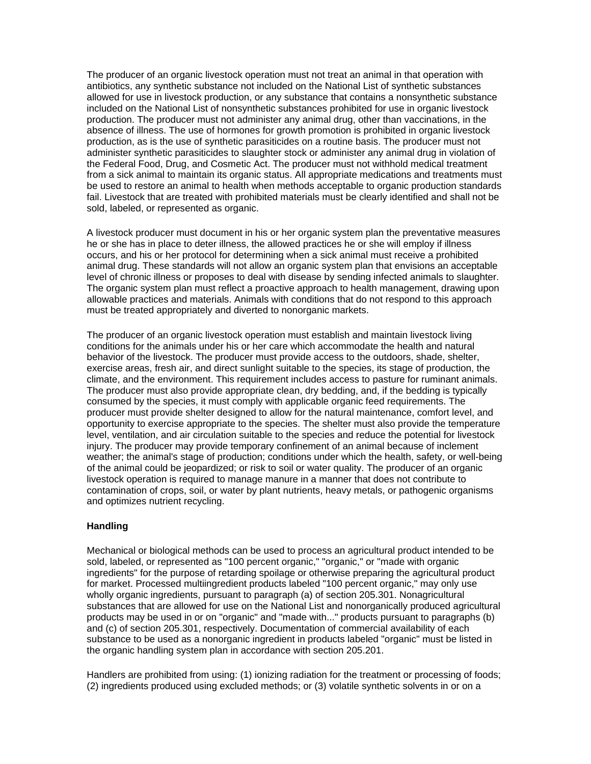The producer of an organic livestock operation must not treat an animal in that operation with antibiotics, any synthetic substance not included on the National List of synthetic substances allowed for use in livestock production, or any substance that contains a nonsynthetic substance included on the National List of nonsynthetic substances prohibited for use in organic livestock production. The producer must not administer any animal drug, other than vaccinations, in the absence of illness. The use of hormones for growth promotion is prohibited in organic livestock production, as is the use of synthetic parasiticides on a routine basis. The producer must not administer synthetic parasiticides to slaughter stock or administer any animal drug in violation of the Federal Food, Drug, and Cosmetic Act. The producer must not withhold medical treatment from a sick animal to maintain its organic status. All appropriate medications and treatments must be used to restore an animal to health when methods acceptable to organic production standards fail. Livestock that are treated with prohibited materials must be clearly identified and shall not be sold, labeled, or represented as organic.

A livestock producer must document in his or her organic system plan the preventative measures he or she has in place to deter illness, the allowed practices he or she will employ if illness occurs, and his or her protocol for determining when a sick animal must receive a prohibited animal drug. These standards will not allow an organic system plan that envisions an acceptable level of chronic illness or proposes to deal with disease by sending infected animals to slaughter. The organic system plan must reflect a proactive approach to health management, drawing upon allowable practices and materials. Animals with conditions that do not respond to this approach must be treated appropriately and diverted to nonorganic markets.

The producer of an organic livestock operation must establish and maintain livestock living conditions for the animals under his or her care which accommodate the health and natural behavior of the livestock. The producer must provide access to the outdoors, shade, shelter, exercise areas, fresh air, and direct sunlight suitable to the species, its stage of production, the climate, and the environment. This requirement includes access to pasture for ruminant animals. The producer must also provide appropriate clean, dry bedding, and, if the bedding is typically consumed by the species, it must comply with applicable organic feed requirements. The producer must provide shelter designed to allow for the natural maintenance, comfort level, and opportunity to exercise appropriate to the species. The shelter must also provide the temperature level, ventilation, and air circulation suitable to the species and reduce the potential for livestock injury. The producer may provide temporary confinement of an animal because of inclement weather; the animal's stage of production; conditions under which the health, safety, or well-being of the animal could be jeopardized; or risk to soil or water quality. The producer of an organic livestock operation is required to manage manure in a manner that does not contribute to contamination of crops, soil, or water by plant nutrients, heavy metals, or pathogenic organisms and optimizes nutrient recycling.

**Handling**

Mechanical or biological methods can be used to process an agricultural product intended to be sold, labeled, or represented as "100 percent organic," "organic," or "made with organic ingredients" for the purpose of retarding spoilage or otherwise preparing the agricultural product for market. Processed multiingredient products labeled "100 percent organic," may only use wholly organic ingredients, pursuant to paragraph (a) of section 205.301. Nonagricultural substances that are allowed for use on the National List and nonorganically produced agricultural products may be used in or on "organic" and "made with..." products pursuant to paragraphs (b) and (c) of section 205.301, respectively. Documentation of commercial availability of each substance to be used as a nonorganic ingredient in products labeled "organic" must be listed in the organic handling system plan in accordance with section 205.201.

Handlers are prohibited from using: (1) ionizing radiation for the treatment or processing of foods; (2) ingredients produced using excluded methods; or (3) volatile synthetic solvents in or on a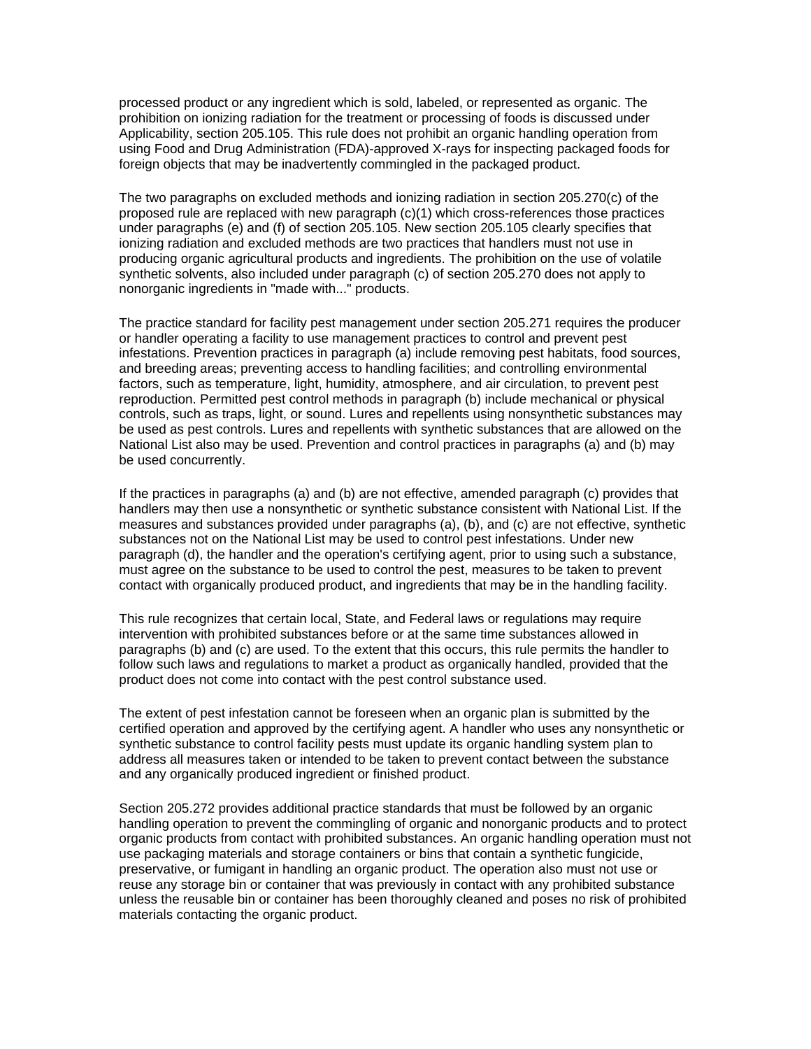processed product or any ingredient which is sold, labeled, or represented as organic. The prohibition on ionizing radiation for the treatment or processing of foods is discussed under Applicability, section 205.105. This rule does not prohibit an organic handling operation from using Food and Drug Administration (FDA)-approved X-rays for inspecting packaged foods for foreign objects that may be inadvertently commingled in the packaged product.

The two paragraphs on excluded methods and ionizing radiation in section 205.270(c) of the proposed rule are replaced with new paragraph (c)(1) which cross-references those practices under paragraphs (e) and (f) of section 205.105. New section 205.105 clearly specifies that ionizing radiation and excluded methods are two practices that handlers must not use in producing organic agricultural products and ingredients. The prohibition on the use of volatile synthetic solvents, also included under paragraph (c) of section 205.270 does not apply to nonorganic ingredients in "made with..." products.

The practice standard for facility pest management under section 205.271 requires the producer or handler operating a facility to use management practices to control and prevent pest infestations. Prevention practices in paragraph (a) include removing pest habitats, food sources, and breeding areas; preventing access to handling facilities; and controlling environmental factors, such as temperature, light, humidity, atmosphere, and air circulation, to prevent pest reproduction. Permitted pest control methods in paragraph (b) include mechanical or physical controls, such as traps, light, or sound. Lures and repellents using nonsynthetic substances may be used as pest controls. Lures and repellents with synthetic substances that are allowed on the National List also may be used. Prevention and control practices in paragraphs (a) and (b) may be used concurrently.

If the practices in paragraphs (a) and (b) are not effective, amended paragraph (c) provides that handlers may then use a nonsynthetic or synthetic substance consistent with National List. If the measures and substances provided under paragraphs (a), (b), and (c) are not effective, synthetic substances not on the National List may be used to control pest infestations. Under new paragraph (d), the handler and the operation's certifying agent, prior to using such a substance, must agree on the substance to be used to control the pest, measures to be taken to prevent contact with organically produced product, and ingredients that may be in the handling facility.

This rule recognizes that certain local, State, and Federal laws or regulations may require intervention with prohibited substances before or at the same time substances allowed in paragraphs (b) and (c) are used. To the extent that this occurs, this rule permits the handler to follow such laws and regulations to market a product as organically handled, provided that the product does not come into contact with the pest control substance used.

The extent of pest infestation cannot be foreseen when an organic plan is submitted by the certified operation and approved by the certifying agent. A handler who uses any nonsynthetic or synthetic substance to control facility pests must update its organic handling system plan to address all measures taken or intended to be taken to prevent contact between the substance and any organically produced ingredient or finished product.

Section 205.272 provides additional practice standards that must be followed by an organic handling operation to prevent the commingling of organic and nonorganic products and to protect organic products from contact with prohibited substances. An organic handling operation must not use packaging materials and storage containers or bins that contain a synthetic fungicide, preservative, or fumigant in handling an organic product. The operation also must not use or reuse any storage bin or container that was previously in contact with any prohibited substance unless the reusable bin or container has been thoroughly cleaned and poses no risk of prohibited materials contacting the organic product.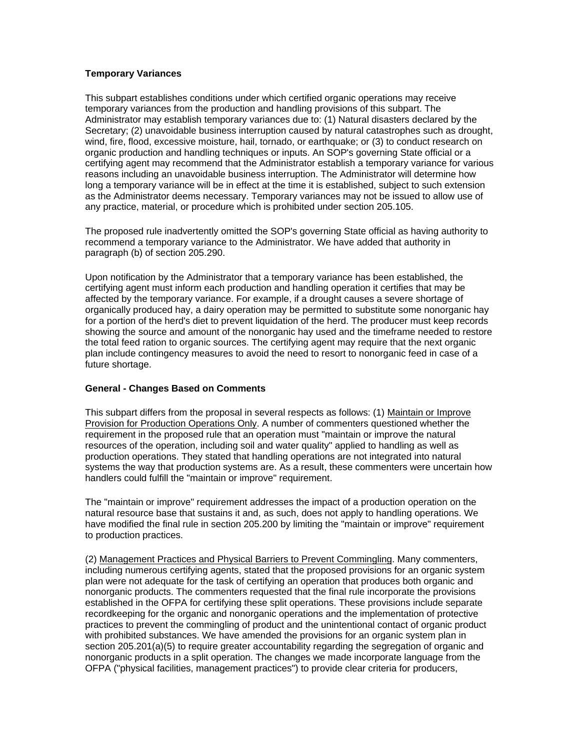### Temporary Variances

This subpart establishes conditions under which certified organic operations may receive temporary variances from the production and handling provisions of this subpart. The Administrator may establish temporary variances due to: (1) Natural disasters declared by the Secretary; (2) unavoidable business interruption caused by natural catastrophes such as drought, wind, fire, flood, excessive moisture, hail, tornado, or earthquake; or (3) to conduct research on organic production and handling techniques or inputs. An SOP's governing State official or a certifying agent may recommend that the Administrator establish a temporary variance for various reasons including an unavoidable business interruption. The Administrator will determine how long a temporary variance will be in effect at the time it is established, subject to such extension as the Administrator deems necessary. Temporary variances may not be issued to allow use of any practice, material, or procedure which is prohibited under section 205.105.

The proposed rule inadvertently omitted the SOP's governing State official as having authority to recommend a temporary variance to the Administrator. We have added that authority in paragraph (b) of section 205.290.

Upon notification by the Administrator that a temporary variance has been established, the certifying agent must inform each production and handling operation it certifies that may be affected by the temporary variance. For example, if a drought causes a severe shortage of organically produced hay, a dairy operation may be permitted to substitute some nonorganic hay for a portion of the herd's diet to prevent liquidation of the herd. The producer must keep records showing the source and amount of the nonorganic hay used and the timeframe needed to restore the total feed ration to organic sources. The certifying agent may require that the next organic plan include contingency measures to avoid the need to resort to nonorganic feed in case of a future shortage.

### General - Changes Based on Comments

This subpart differs from the proposal in several respects as follows: (1) Maintain or Improve Provision for Production Operations Only. A number of commenters questioned whether the requirement in the proposed rule that an operation must "maintain or improve the natural resources of the operation, including soil and water quality" applied to handling as well as production operations. They stated that handling operations are not integrated into natural systems the way that production systems are. As a result, these commenters were uncertain how handlers could fulfill the "maintain or improve" requirement.

The "maintain or improve" requirement addresses the impact of a production operation on the natural resource base that sustains it and, as such, does not apply to handling operations. We have modified the final rule in section 205.200 by limiting the "maintain or improve" requirement to production practices.

(2) Management Practices and Physical Barriers to Prevent Commingling. Many commenters, including numerous certifying agents, stated that the proposed provisions for an organic system plan were not adequate for the task of certifying an operation that produces both organic and nonorganic products. The commenters requested that the final rule incorporate the provisions established in the OFPA for certifying these split operations. These provisions include separate recordkeeping for the organic and nonorganic operations and the implementation of protective practices to prevent the commingling of product and the unintentional contact of organic product with prohibited substances. We have amended the provisions for an organic system plan in section 205.201(a)(5) to require greater accountability regarding the segregation of organic and nonorganic products in a split operation. The changes we made incorporate language from the OFPA ("physical facilities, management practices") to provide clear criteria for producers,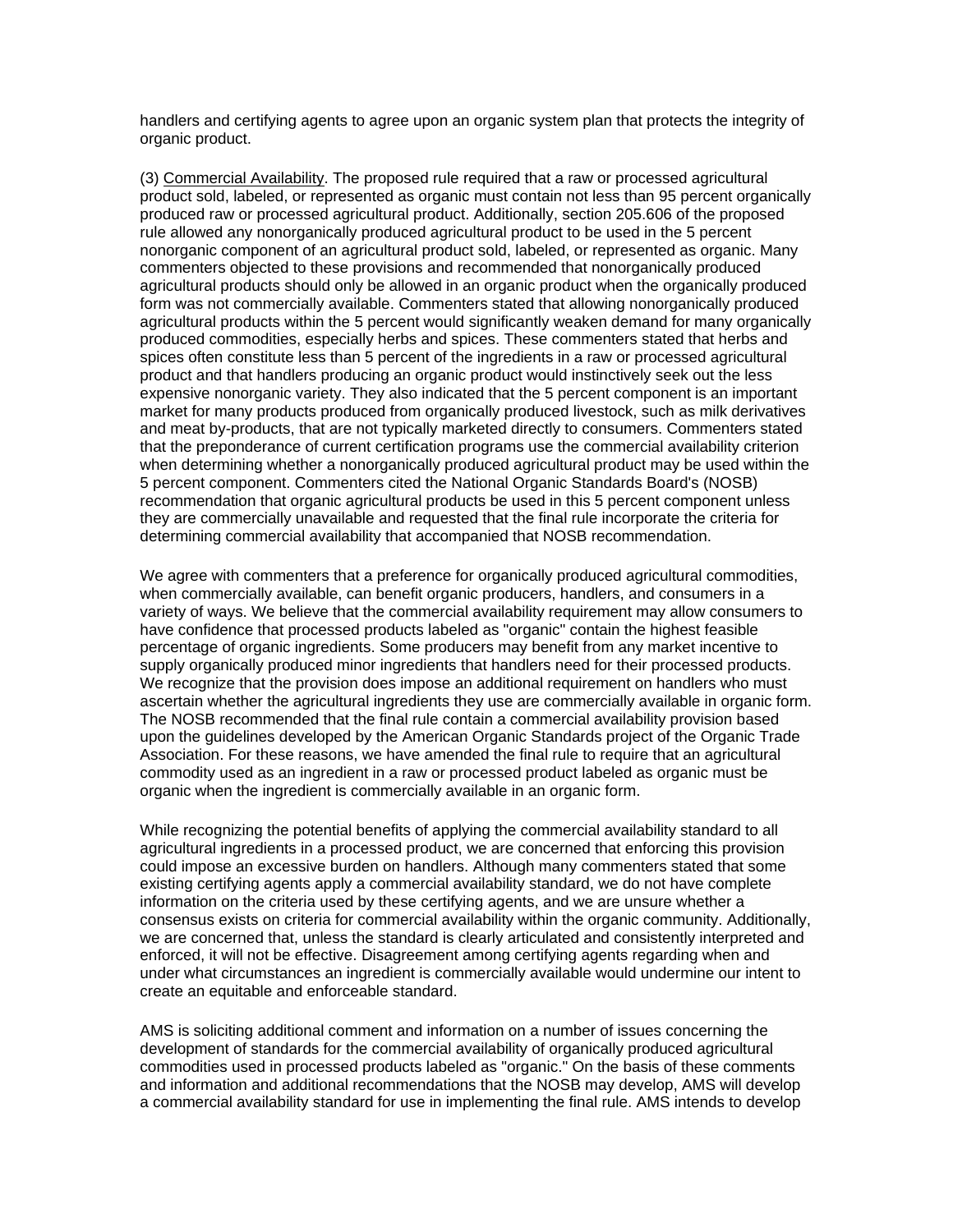handlers and certifying agents to agree upon an organic system plan that protects the integrity of organic product.

(3) Commercial Availability. The proposed rule required that a raw or processed agricultural product sold, labeled, or represented as organic must contain not less than 95 percent organically produced raw or processed agricultural product. Additionally, section 205.606 of the proposed rule allowed any nonorganically produced agricultural product to be used in the 5 percent nonorganic component of an agricultural product sold, labeled, or represented as organic. Many commenters objected to these provisions and recommended that nonorganically produced agricultural products should only be allowed in an organic product when the organically produced form was not commercially available. Commenters stated that allowing nonorganically produced agricultural products within the 5 percent would significantly weaken demand for many organically produced commodities, especially herbs and spices. These commenters stated that herbs and spices often constitute less than 5 percent of the ingredients in a raw or processed agricultural product and that handlers producing an organic product would instinctively seek out the less expensive nonorganic variety. They also indicated that the 5 percent component is an important market for many products produced from organically produced livestock, such as milk derivatives and meat by-products, that are not typically marketed directly to consumers. Commenters stated that the preponderance of current certification programs use the commercial availability criterion when determining whether a nonorganically produced agricultural product may be used within the 5 percent component. Commenters cited the National Organic Standards Board's (NOSB) recommendation that organic agricultural products be used in this 5 percent component unless they are commercially unavailable and requested that the final rule incorporate the criteria for determining commercial availability that accompanied that NOSB recommendation.

We agree with commenters that a preference for organically produced agricultural commodities, when commercially available, can benefit organic producers, handlers, and consumers in a variety of ways. We believe that the commercial availability requirement may allow consumers to have confidence that processed products labeled as "organic" contain the highest feasible percentage of organic ingredients. Some producers may benefit from any market incentive to supply organically produced minor ingredients that handlers need for their processed products. We recognize that the provision does impose an additional requirement on handlers who must ascertain whether the agricultural ingredients they use are commercially available in organic form. The NOSB recommended that the final rule contain a commercial availability provision based upon the guidelines developed by the American Organic Standards project of the Organic Trade Association. For these reasons, we have amended the final rule to require that an agricultural commodity used as an ingredient in a raw or processed product labeled as organic must be organic when the ingredient is commercially available in an organic form.

While recognizing the potential benefits of applying the commercial availability standard to all agricultural ingredients in a processed product, we are concerned that enforcing this provision could impose an excessive burden on handlers. Although many commenters stated that some existing certifying agents apply a commercial availability standard, we do not have complete information on the criteria used by these certifying agents, and we are unsure whether a consensus exists on criteria for commercial availability within the organic community. Additionally, we are concerned that, unless the standard is clearly articulated and consistently interpreted and enforced, it will not be effective. Disagreement among certifying agents regarding when and under what circumstances an ingredient is commercially available would undermine our intent to create an equitable and enforceable standard.

AMS is soliciting additional comment and information on a number of issues concerning the development of standards for the commercial availability of organically produced agricultural commodities used in processed products labeled as "organic." On the basis of these comments and information and additional recommendations that the NOSB may develop, AMS will develop a commercial availability standard for use in implementing the final rule. AMS intends to develop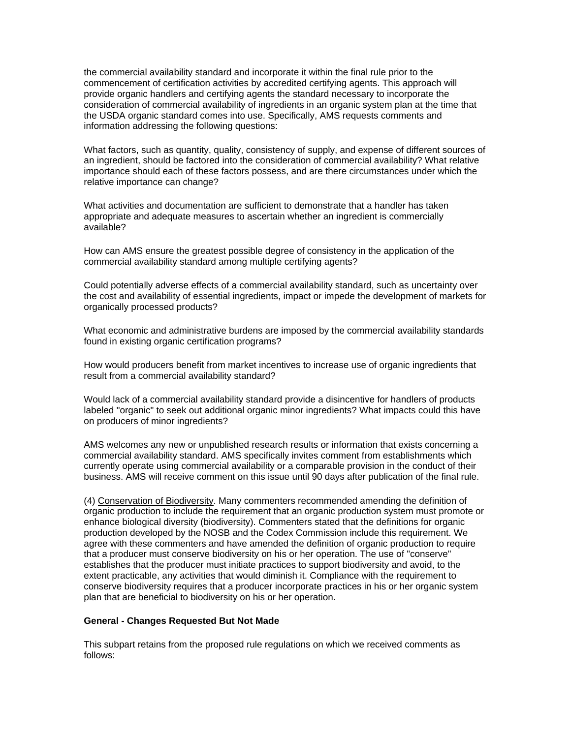the commercial availability standard and incorporate it within the final rule prior to the commencement of certification activities by accredited certifying agents. This approach will provide organic handlers and certifying agents the standard necessary to incorporate the consideration of commercial availability of ingredients in an organic system plan at the time that the USDA organic standard comes into use. Specifically, AMS requests comments and information addressing the following questions:

What factors, such as quantity, quality, consistency of supply, and expense of different sources of an ingredient, should be factored into the consideration of commercial availability? What relative importance should each of these factors possess, and are there circumstances under which the relative importance can change?

What activities and documentation are sufficient to demonstrate that a handler has taken appropriate and adequate measures to ascertain whether an ingredient is commercially available?

How can AMS ensure the greatest possible degree of consistency in the application of the commercial availability standard among multiple certifying agents?

Could potentially adverse effects of a commercial availability standard, such as uncertainty over the cost and availability of essential ingredients, impact or impede the development of markets for organically processed products?

What economic and administrative burdens are imposed by the commercial availability standards found in existing organic certification programs?

How would producers benefit from market incentives to increase use of organic ingredients that result from a commercial availability standard?

Would lack of a commercial availability standard provide a disincentive for handlers of products labeled "organic" to seek out additional organic minor ingredients? What impacts could this have on producers of minor ingredients?

AMS welcomes any new or unpublished research results or information that exists concerning a commercial availability standard. AMS specifically invites comment from establishments which currently operate using commercial availability or a comparable provision in the conduct of their business. AMS will receive comment on this issue until 90 days after publication of the final rule.

(4) Conservation of Biodiversity. Many commenters recommended amending the definition of organic production to include the requirement that an organic production system must promote or enhance biological diversity (biodiversity). Commenters stated that the definitions for organic production developed by the NOSB and the Codex Commission include this requirement. We agree with these commenters and have amended the definition of organic production to require that a producer must conserve biodiversity on his or her operation. The use of "conserve" establishes that the producer must initiate practices to support biodiversity and avoid, to the extent practicable, any activities that would diminish it. Compliance with the requirement to conserve biodiversity requires that a producer incorporate practices in his or her organic system plan that are beneficial to biodiversity on his or her operation.

**General - Changes Requested But Not Made**

This subpart retains from the proposed rule regulations on which we received comments as follows: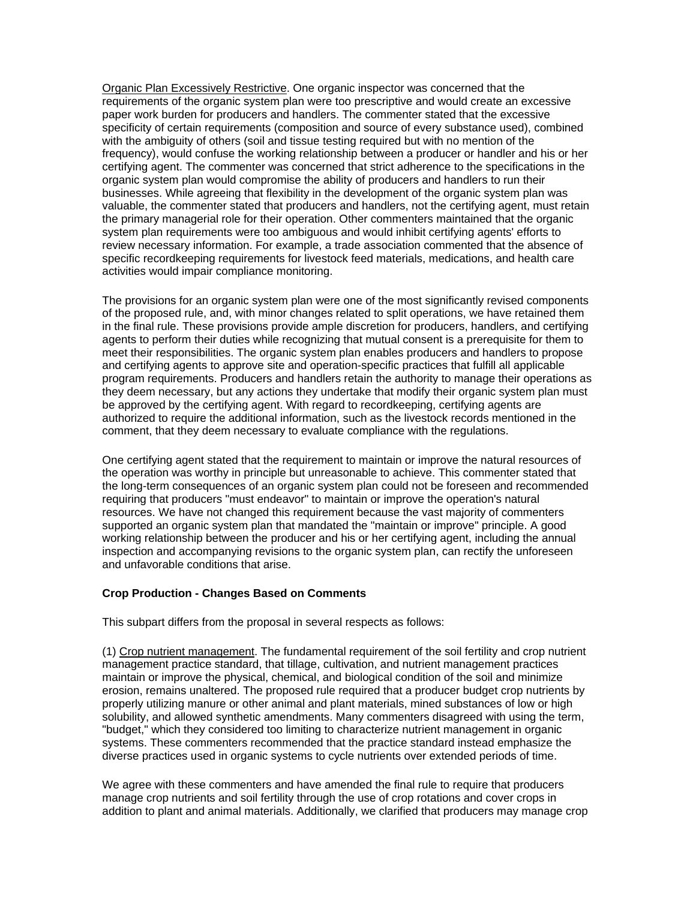Organic Plan Excessively Restrictive. One organic inspector was concerned that the requirements of the organic system plan were too prescriptive and would create an excessive paper work burden for producers and handlers. The commenter stated that the excessive specificity of certain requirements (composition and source of every substance used), combined with the ambiguity of others (soil and tissue testing required but with no mention of the frequency), would confuse the working relationship between a producer or handler and his or her certifying agent. The commenter was concerned that strict adherence to the specifications in the organic system plan would compromise the ability of producers and handlers to run their businesses. While agreeing that flexibility in the development of the organic system plan was valuable, the commenter stated that producers and handlers, not the certifying agent, must retain the primary managerial role for their operation. Other commenters maintained that the organic system plan requirements were too ambiguous and would inhibit certifying agents' efforts to review necessary information. For example, a trade association commented that the absence of specific recordkeeping requirements for livestock feed materials, medications, and health care activities would impair compliance monitoring.

The provisions for an organic system plan were one of the most significantly revised components of the proposed rule, and, with minor changes related to split operations, we have retained them in the final rule. These provisions provide ample discretion for producers, handlers, and certifying agents to perform their duties while recognizing that mutual consent is a prerequisite for them to meet their responsibilities. The organic system plan enables producers and handlers to propose and certifying agents to approve site and operation-specific practices that fulfill all applicable program requirements. Producers and handlers retain the authority to manage their operations as they deem necessary, but any actions they undertake that modify their organic system plan must be approved by the certifying agent. With regard to recordkeeping, certifying agents are authorized to require the additional information, such as the livestock records mentioned in the comment, that they deem necessary to evaluate compliance with the regulations.

One certifying agent stated that the requirement to maintain or improve the natural resources of the operation was worthy in principle but unreasonable to achieve. This commenter stated that the long-term consequences of an organic system plan could not be foreseen and recommended requiring that producers "must endeavor" to maintain or improve the operation's natural resources. We have not changed this requirement because the vast majority of commenters supported an organic system plan that mandated the "maintain or improve" principle. A good working relationship between the producer and his or her certifying agent, including the annual inspection and accompanying revisions to the organic system plan, can rectify the unforeseen and unfavorable conditions that arise.

**Crop Production - Changes Based on Comments**

This subpart differs from the proposal in several respects as follows:

(1) Crop nutrient management. The fundamental requirement of the soil fertility and crop nutrient management practice standard, that tillage, cultivation, and nutrient management practices maintain or improve the physical, chemical, and biological condition of the soil and minimize erosion, remains unaltered. The proposed rule required that a producer budget crop nutrients by properly utilizing manure or other animal and plant materials, mined substances of low or high solubility, and allowed synthetic amendments. Many commenters disagreed with using the term, "budget," which they considered too limiting to characterize nutrient management in organic systems. These commenters recommended that the practice standard instead emphasize the diverse practices used in organic systems to cycle nutrients over extended periods of time.

We agree with these commenters and have amended the final rule to require that producers manage crop nutrients and soil fertility through the use of crop rotations and cover crops in addition to plant and animal materials. Additionally, we clarified that producers may manage crop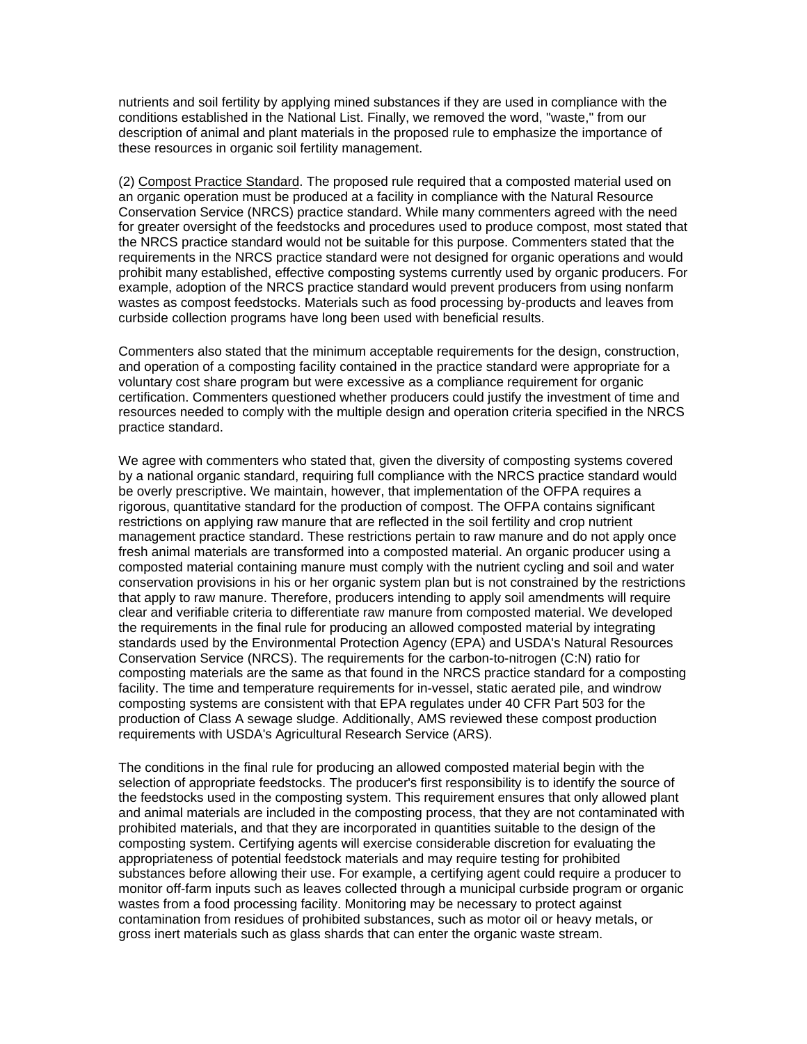nutrients and soil fertility by applying mined substances if they are used in compliance with the conditions established in the National List. Finally, we removed the word, "waste," from our description of animal and plant materials in the proposed rule to emphasize the importance of these resources in organic soil fertility management.

(2) Compost Practice Standard. The proposed rule required that a composted material used on an organic operation must be produced at a facility in compliance with the Natural Resource Conservation Service (NRCS) practice standard. While many commenters agreed with the need for greater oversight of the feedstocks and procedures used to produce compost, most stated that the NRCS practice standard would not be suitable for this purpose. Commenters stated that the requirements in the NRCS practice standard were not designed for organic operations and would prohibit many established, effective composting systems currently used by organic producers. For example, adoption of the NRCS practice standard would prevent producers from using nonfarm wastes as compost feedstocks. Materials such as food processing by-products and leaves from curbside collection programs have long been used with beneficial results.

Commenters also stated that the minimum acceptable requirements for the design, construction, and operation of a composting facility contained in the practice standard were appropriate for a voluntary cost share program but were excessive as a compliance requirement for organic certification. Commenters questioned whether producers could justify the investment of time and resources needed to comply with the multiple design and operation criteria specified in the NRCS practice standard.

We agree with commenters who stated that, given the diversity of composting systems covered by a national organic standard, requiring full compliance with the NRCS practice standard would be overly prescriptive. We maintain, however, that implementation of the OFPA requires a rigorous, quantitative standard for the production of compost. The OFPA contains significant restrictions on applying raw manure that are reflected in the soil fertility and crop nutrient management practice standard. These restrictions pertain to raw manure and do not apply once fresh animal materials are transformed into a composted material. An organic producer using a composted material containing manure must comply with the nutrient cycling and soil and water conservation provisions in his or her organic system plan but is not constrained by the restrictions that apply to raw manure. Therefore, producers intending to apply soil amendments will require clear and verifiable criteria to differentiate raw manure from composted material. We developed the requirements in the final rule for producing an allowed composted material by integrating standards used by the Environmental Protection Agency (EPA) and USDA's Natural Resources Conservation Service (NRCS). The requirements for the carbon-to-nitrogen (C:N) ratio for composting materials are the same as that found in the NRCS practice standard for a composting facility. The time and temperature requirements for in-vessel, static aerated pile, and windrow composting systems are consistent with that EPA regulates under 40 CFR Part 503 for the production of Class A sewage sludge. Additionally, AMS reviewed these compost production requirements with USDA's Agricultural Research Service (ARS).

The conditions in the final rule for producing an allowed composted material begin with the selection of appropriate feedstocks. The producer's first responsibility is to identify the source of the feedstocks used in the composting system. This requirement ensures that only allowed plant and animal materials are included in the composting process, that they are not contaminated with prohibited materials, and that they are incorporated in quantities suitable to the design of the composting system. Certifying agents will exercise considerable discretion for evaluating the appropriateness of potential feedstock materials and may require testing for prohibited substances before allowing their use. For example, a certifying agent could require a producer to monitor off-farm inputs such as leaves collected through a municipal curbside program or organic wastes from a food processing facility. Monitoring may be necessary to protect against contamination from residues of prohibited substances, such as motor oil or heavy metals, or gross inert materials such as glass shards that can enter the organic waste stream.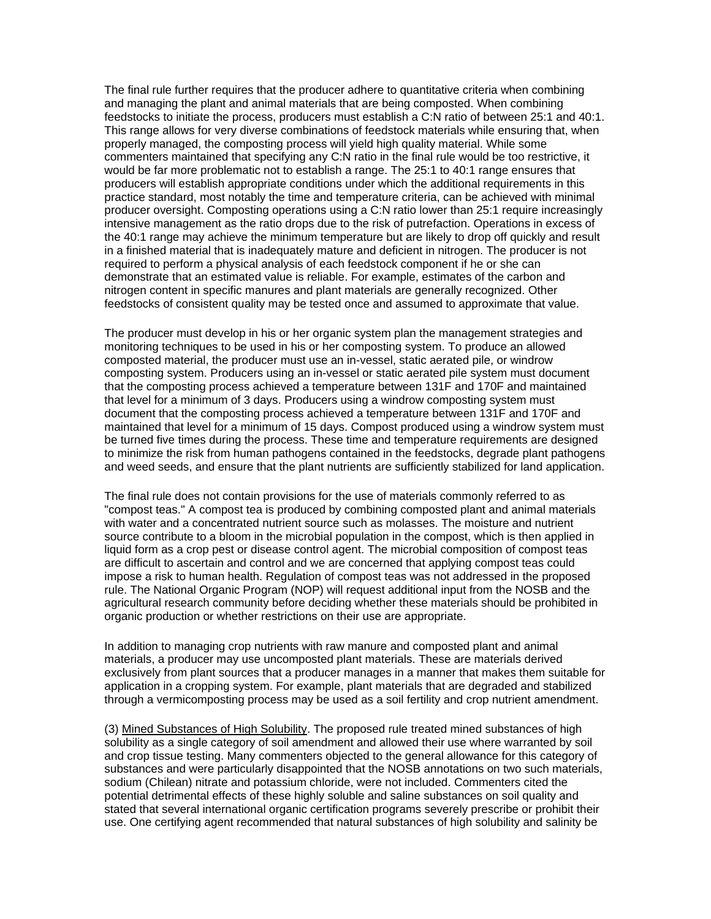The final rule further requires that the producer adhere to quantitative criteria when combining and managing the plant and animal materials that are being composted. When combining feedstocks to initiate the process, producers must establish a C:N ratio of between 25:1 and 40:1. This range allows for very diverse combinations of feedstock materials while ensuring that, when properly managed, the composting process will yield high quality material. While some commenters maintained that specifying any C:N ratio in the final rule would be too restrictive, it would be far more problematic not to establish a range. The 25:1 to 40:1 range ensures that producers will establish appropriate conditions under which the additional requirements in this practice standard, most notably the time and temperature criteria, can be achieved with minimal producer oversight. Composting operations using a C:N ratio lower than 25:1 require increasingly intensive management as the ratio drops due to the risk of putrefaction. Operations in excess of the 40:1 range may achieve the minimum temperature but are likely to drop off quickly and result in a finished material that is inadequately mature and deficient in nitrogen. The producer is not required to perform a physical analysis of each feedstock component if he or she can demonstrate that an estimated value is reliable. For example, estimates of the carbon and nitrogen content in specific manures and plant materials are generally recognized. Other feedstocks of consistent quality may be tested once and assumed to approximate that value.

The producer must develop in his or her organic system plan the management strategies and monitoring techniques to be used in his or her composting system. To produce an allowed composted material, the producer must use an in-vessel, static aerated pile, or windrow composting system. Producers using an in-vessel or static aerated pile system must document that the composting process achieved a temperature between 131F and 170F and maintained that level for a minimum of 3 days. Producers using a windrow composting system must document that the composting process achieved a temperature between 131F and 170F and maintained that level for a minimum of 15 days. Compost produced using a windrow system must be turned five times during the process. These time and temperature requirements are designed to minimize the risk from human pathogens contained in the feedstocks, degrade plant pathogens and weed seeds, and ensure that the plant nutrients are sufficiently stabilized for land application.

The final rule does not contain provisions for the use of materials commonly referred to as "compost teas." A compost tea is produced by combining composted plant and animal materials with water and a concentrated nutrient source such as molasses. The moisture and nutrient source contribute to a bloom in the microbial population in the compost, which is then applied in liquid form as a crop pest or disease control agent. The microbial composition of compost teas are difficult to ascertain and control and we are concerned that applying compost teas could impose a risk to human health. Regulation of compost teas was not addressed in the proposed rule. The National Organic Program (NOP) will request additional input from the NOSB and the agricultural research community before deciding whether these materials should be prohibited in organic production or whether restrictions on their use are appropriate.

In addition to managing crop nutrients with raw manure and composted plant and animal materials, a producer may use uncomposted plant materials. These are materials derived exclusively from plant sources that a producer manages in a manner that makes them suitable for application in a cropping system. For example, plant materials that are degraded and stabilized through a vermicomposting process may be used as a soil fertility and crop nutrient amendment.

(3) Mined Substances of High Solubility. The proposed rule treated mined substances of high solubility as a single category of soil amendment and allowed their use where warranted by soil and crop tissue testing. Many commenters objected to the general allowance for this category of substances and were particularly disappointed that the NOSB annotations on two such materials, sodium (Chilean) nitrate and potassium chloride, were not included. Commenters cited the potential detrimental effects of these highly soluble and saline substances on soil quality and stated that several international organic certification programs severely prescribe or prohibit their use. One certifying agent recommended that natural substances of high solubility and salinity be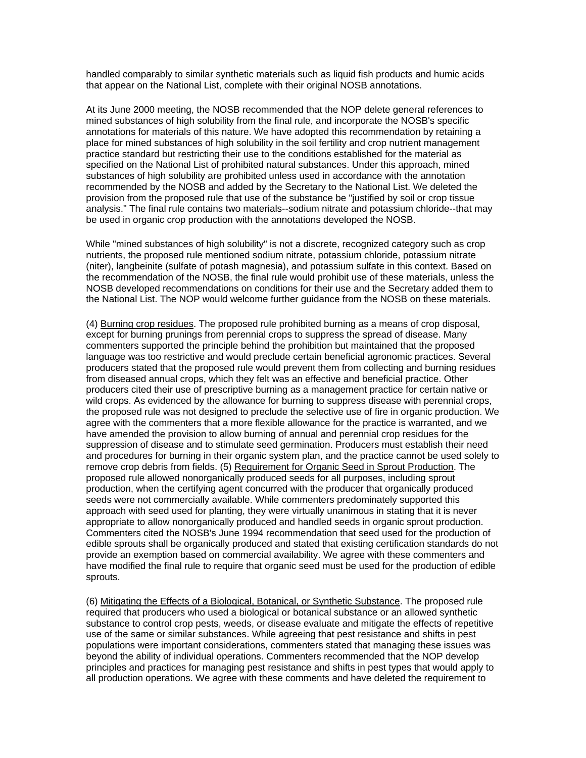handled comparably to similar synthetic materials such as liquid fish products and humic acids that appear on the National List, complete with their original NOSB annotations.

At its June 2000 meeting, the NOSB recommended that the NOP delete general references to mined substances of high solubility from the final rule, and incorporate the NOSB's specific annotations for materials of this nature. We have adopted this recommendation by retaining a place for mined substances of high solubility in the soil fertility and crop nutrient management practice standard but restricting their use to the conditions established for the material as specified on the National List of prohibited natural substances. Under this approach, mined substances of high solubility are prohibited unless used in accordance with the annotation recommended by the NOSB and added by the Secretary to the National List. We deleted the provision from the proposed rule that use of the substance be "justified by soil or crop tissue analysis." The final rule contains two materials--sodium nitrate and potassium chloride--that may be used in organic crop production with the annotations developed the NOSB.

While "mined substances of high solubility" is not a discrete, recognized category such as crop nutrients, the proposed rule mentioned sodium nitrate, potassium chloride, potassium nitrate (niter), langbeinite (sulfate of potash magnesia), and potassium sulfate in this context. Based on the recommendation of the NOSB, the final rule would prohibit use of these materials, unless the NOSB developed recommendations on conditions for their use and the Secretary added them to the National List. The NOP would welcome further guidance from the NOSB on these materials.

(4) Burning crop residues. The proposed rule prohibited burning as a means of crop disposal, except for burning prunings from perennial crops to suppress the spread of disease. Many commenters supported the principle behind the prohibition but maintained that the proposed language was too restrictive and would preclude certain beneficial agronomic practices. Several producers stated that the proposed rule would prevent them from collecting and burning residues from diseased annual crops, which they felt was an effective and beneficial practice. Other producers cited their use of prescriptive burning as a management practice for certain native or wild crops. As evidenced by the allowance for burning to suppress disease with perennial crops, the proposed rule was not designed to preclude the selective use of fire in organic production. We agree with the commenters that a more flexible allowance for the practice is warranted, and we have amended the provision to allow burning of annual and perennial crop residues for the suppression of disease and to stimulate seed germination. Producers must establish their need and procedures for burning in their organic system plan, and the practice cannot be used solely to remove crop debris from fields. (5) Requirement for Organic Seed in Sprout Production. The proposed rule allowed nonorganically produced seeds for all purposes, including sprout production, when the certifying agent concurred with the producer that organically produced seeds were not commercially available. While commenters predominately supported this approach with seed used for planting, they were virtually unanimous in stating that it is never appropriate to allow nonorganically produced and handled seeds in organic sprout production. Commenters cited the NOSB's June 1994 recommendation that seed used for the production of edible sprouts shall be organically produced and stated that existing certification standards do not provide an exemption based on commercial availability. We agree with these commenters and have modified the final rule to require that organic seed must be used for the production of edible sprouts.

(6) Mitigating the Effects of a Biological, Botanical, or Synthetic Substance. The proposed rule required that producers who used a biological or botanical substance or an allowed synthetic substance to control crop pests, weeds, or disease evaluate and mitigate the effects of repetitive use of the same or similar substances. While agreeing that pest resistance and shifts in pest populations were important considerations, commenters stated that managing these issues was beyond the ability of individual operations. Commenters recommended that the NOP develop principles and practices for managing pest resistance and shifts in pest types that would apply to all production operations. We agree with these comments and have deleted the requirement to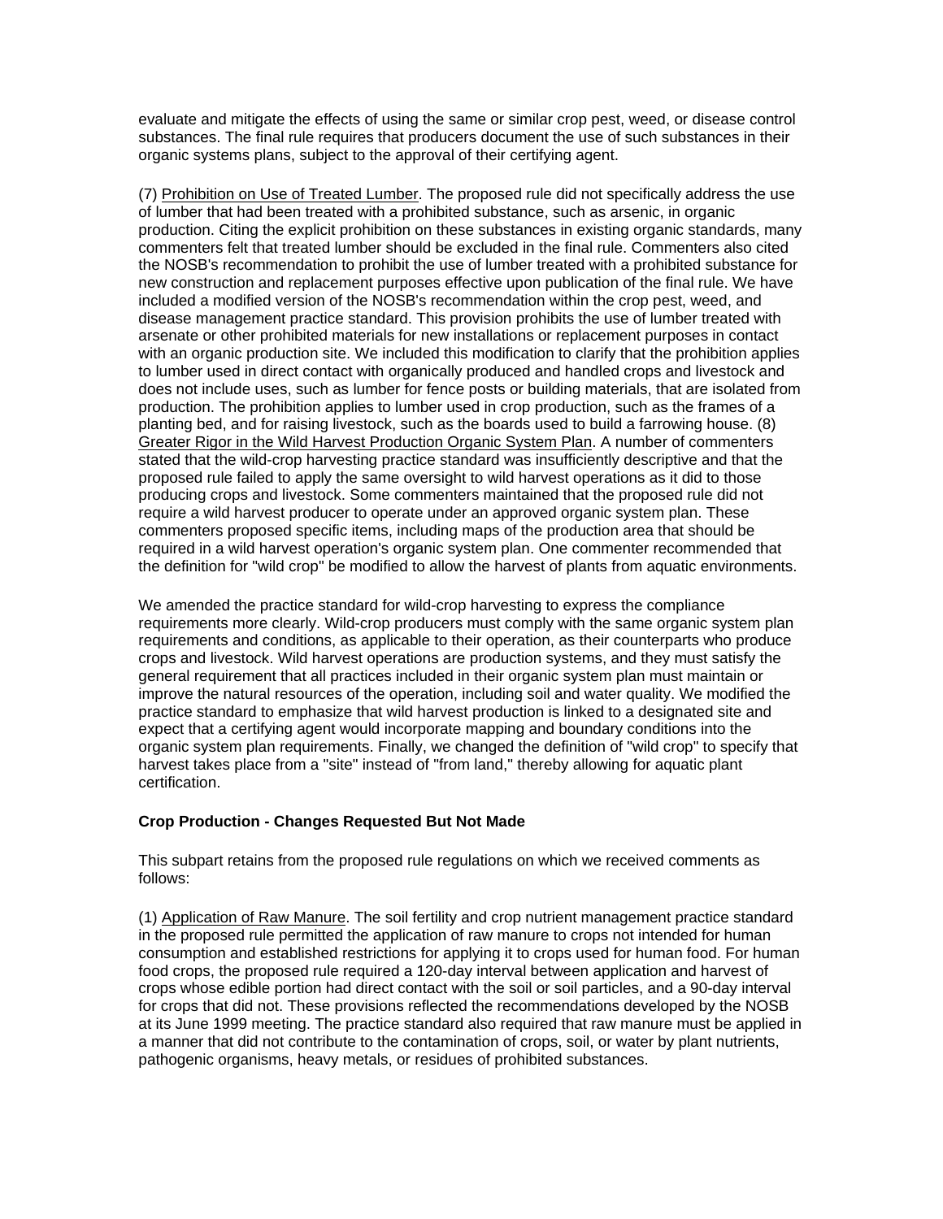evaluate and mitigate the effects of using the same or similar crop pest, weed, or disease control substances. The final rule requires that producers document the use of such substances in their organic systems plans, subject to the approval of their certifying agent.

(7) Prohibition on Use of Treated Lumber. The proposed rule did not specifically address the use of lumber that had been treated with a prohibited substance, such as arsenic, in organic production. Citing the explicit prohibition on these substances in existing organic standards, many commenters felt that treated lumber should be excluded in the final rule. Commenters also cited the NOSB's recommendation to prohibit the use of lumber treated with a prohibited substance for new construction and replacement purposes effective upon publication of the final rule. We have included a modified version of the NOSB's recommendation within the crop pest, weed, and disease management practice standard. This provision prohibits the use of lumber treated with arsenate or other prohibited materials for new installations or replacement purposes in contact with an organic production site. We included this modification to clarify that the prohibition applies to lumber used in direct contact with organically produced and handled crops and livestock and does not include uses, such as lumber for fence posts or building materials, that are isolated from production. The prohibition applies to lumber used in crop production, such as the frames of a planting bed, and for raising livestock, such as the boards used to build a farrowing house. (8) Greater Rigor in the Wild Harvest Production Organic System Plan. A number of commenters stated that the wild-crop harvesting practice standard was insufficiently descriptive and that the proposed rule failed to apply the same oversight to wild harvest operations as it did to those producing crops and livestock. Some commenters maintained that the proposed rule did not require a wild harvest producer to operate under an approved organic system plan. These commenters proposed specific items, including maps of the production area that should be required in a wild harvest operation's organic system plan. One commenter recommended that the definition for "wild crop" be modified to allow the harvest of plants from aquatic environments.

We amended the practice standard for wild-crop harvesting to express the compliance requirements more clearly. Wild-crop producers must comply with the same organic system plan requirements and conditions, as applicable to their operation, as their counterparts who produce crops and livestock. Wild harvest operations are production systems, and they must satisfy the general requirement that all practices included in their organic system plan must maintain or improve the natural resources of the operation, including soil and water quality. We modified the practice standard to emphasize that wild harvest production is linked to a designated site and expect that a certifying agent would incorporate mapping and boundary conditions into the organic system plan requirements. Finally, we changed the definition of "wild crop" to specify that harvest takes place from a "site" instead of "from land," thereby allowing for aquatic plant certification.

**Crop Production - Changes Requested But Not Made**

This subpart retains from the proposed rule regulations on which we received comments as follows:

(1) Application of Raw Manure. The soil fertility and crop nutrient management practice standard in the proposed rule permitted the application of raw manure to crops not intended for human consumption and established restrictions for applying it to crops used for human food. For human food crops, the proposed rule required a 120-day interval between application and harvest of crops whose edible portion had direct contact with the soil or soil particles, and a 90-day interval for crops that did not. These provisions reflected the recommendations developed by the NOSB at its June 1999 meeting. The practice standard also required that raw manure must be applied in a manner that did not contribute to the contamination of crops, soil, or water by plant nutrients, pathogenic organisms, heavy metals, or residues of prohibited substances.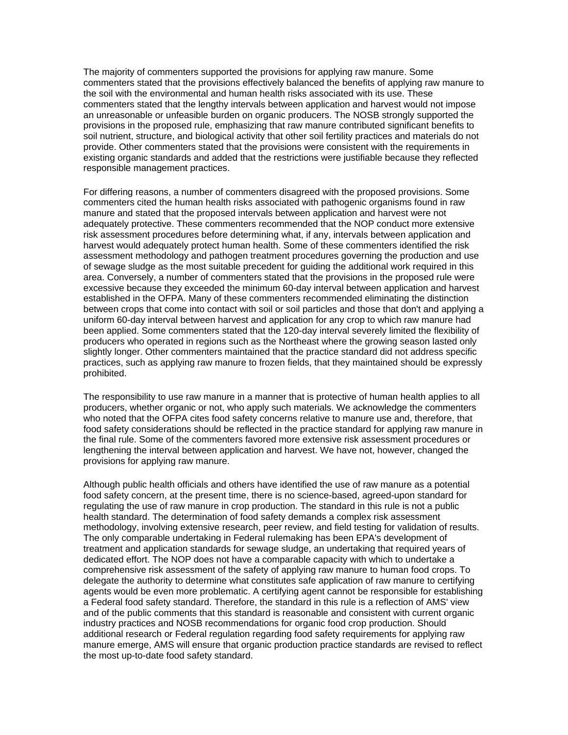The majority of commenters supported the provisions for applying raw manure. Some commenters stated that the provisions effectively balanced the benefits of applying raw manure to the soil with the environmental and human health risks associated with its use. These commenters stated that the lengthy intervals between application and harvest would not impose an unreasonable or unfeasible burden on organic producers. The NOSB strongly supported the provisions in the proposed rule, emphasizing that raw manure contributed significant benefits to soil nutrient, structure, and biological activity that other soil fertility practices and materials do not provide. Other commenters stated that the provisions were consistent with the requirements in existing organic standards and added that the restrictions were justifiable because they reflected responsible management practices.

For differing reasons, a number of commenters disagreed with the proposed provisions. Some commenters cited the human health risks associated with pathogenic organisms found in raw manure and stated that the proposed intervals between application and harvest were not adequately protective. These commenters recommended that the NOP conduct more extensive risk assessment procedures before determining what, if any, intervals between application and harvest would adequately protect human health. Some of these commenters identified the risk assessment methodology and pathogen treatment procedures governing the production and use of sewage sludge as the most suitable precedent for guiding the additional work required in this area. Conversely, a number of commenters stated that the provisions in the proposed rule were excessive because they exceeded the minimum 60-day interval between application and harvest established in the OFPA. Many of these commenters recommended eliminating the distinction between crops that come into contact with soil or soil particles and those that don't and applying a uniform 60-day interval between harvest and application for any crop to which raw manure had been applied. Some commenters stated that the 120-day interval severely limited the flexibility of producers who operated in regions such as the Northeast where the growing season lasted only slightly longer. Other commenters maintained that the practice standard did not address specific practices, such as applying raw manure to frozen fields, that they maintained should be expressly prohibited.

The responsibility to use raw manure in a manner that is protective of human health applies to all producers, whether organic or not, who apply such materials. We acknowledge the commenters who noted that the OFPA cites food safety concerns relative to manure use and, therefore, that food safety considerations should be reflected in the practice standard for applying raw manure in the final rule. Some of the commenters favored more extensive risk assessment procedures or lengthening the interval between application and harvest. We have not, however, changed the provisions for applying raw manure.

Although public health officials and others have identified the use of raw manure as a potential food safety concern, at the present time, there is no science-based, agreed-upon standard for regulating the use of raw manure in crop production. The standard in this rule is not a public health standard. The determination of food safety demands a complex risk assessment methodology, involving extensive research, peer review, and field testing for validation of results. The only comparable undertaking in Federal rulemaking has been EPA's development of treatment and application standards for sewage sludge, an undertaking that required years of dedicated effort. The NOP does not have a comparable capacity with which to undertake a comprehensive risk assessment of the safety of applying raw manure to human food crops. To delegate the authority to determine what constitutes safe application of raw manure to certifying agents would be even more problematic. A certifying agent cannot be responsible for establishing a Federal food safety standard. Therefore, the standard in this rule is a reflection of AMS' view and of the public comments that this standard is reasonable and consistent with current organic industry practices and NOSB recommendations for organic food crop production. Should additional research or Federal regulation regarding food safety requirements for applying raw manure emerge, AMS will ensure that organic production practice standards are revised to reflect the most up-to-date food safety standard.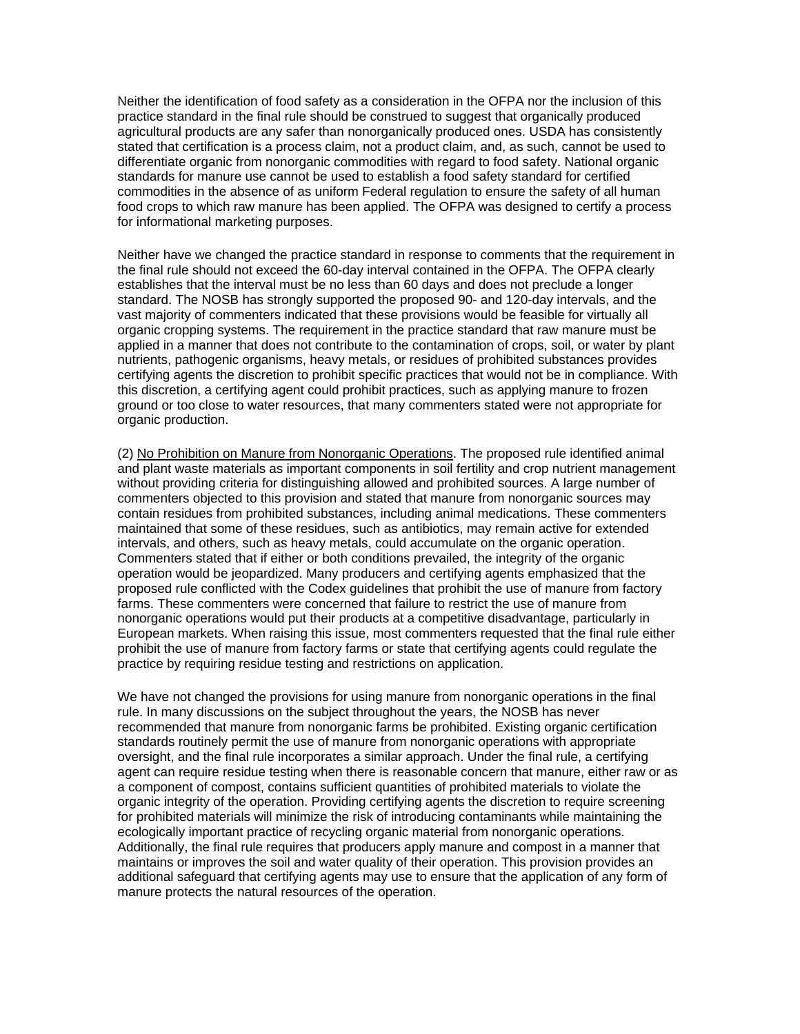Neither the identification of food safety as a consideration in the OFPA nor the inclusion of this practice standard in the final rule should be construed to suggest that organically produced agricultural products are any safer than nonorganically produced ones. USDA has consistently stated that certification is a process claim, not a product claim, and, as such, cannot be used to differentiate organic from nonorganic commodities with regard to food safety. National organic standards for manure use cannot be used to establish a food safety standard for certified commodities in the absence of as uniform Federal regulation to ensure the safety of all human food crops to which raw manure has been applied. The OFPA was designed to certify a process for informational marketing purposes.

Neither have we changed the practice standard in response to comments that the requirement in the final rule should not exceed the 60-day interval contained in the OFPA. The OFPA clearly establishes that the interval must be no less than 60 days and does not preclude a longer standard. The NOSB has strongly supported the proposed 90- and 120-day intervals, and the vast majority of commenters indicated that these provisions would be feasible for virtually all organic cropping systems. The requirement in the practice standard that raw manure must be applied in a manner that does not contribute to the contamination of crops, soil, or water by plant nutrients, pathogenic organisms, heavy metals, or residues of prohibited substances provides certifying agents the discretion to prohibit specific practices that would not be in compliance. With this discretion, a certifying agent could prohibit practices, such as applying manure to frozen ground or too close to water resources, that many commenters stated were not appropriate for organic production.

(2) <u>No Prohibition on Manure from Nonorganic Operations</u>. The proposed rule identified animal and plant waste materials as important components in soil fertility and crop nutrient management without providing criteria for distinguishing allowed and prohibited sources. A large number of commenters objected to this provision and stated that manure from nonorganic sources may contain residues from prohibited substances, including animal medications. These commenters maintained that some of these residues, such as antibiotics, may remain active for extended intervals, and others, such as heavy metals, could accumulate on the organic operation. Commenters stated that if either or both conditions prevailed, the integrity of the organic operation would be jeopardized. Many producers and certifying agents emphasized that the proposed rule conflicted with the Codex guidelines that prohibit the use of manure from factory farms. These commenters were concerned that failure to restrict the use of manure from nonorganic operations would put their products at a competitive disadvantage, particularly in European markets. When raising this issue, most commenters requested that the final rule either prohibit the use of manure from factory farms or state that certifying agents could regulate the practice by requiring residue testing and restrictions on application.

We have not changed the provisions for using manure from nonorganic operations in the final rule. In many discussions on the subject throughout the years, the NOSB has never recommended that manure from nonorganic farms be prohibited. Existing organic certification standards routinely permit the use of manure from nonorganic operations with appropriate oversight, and the final rule incorporates a similar approach. Under the final rule, a certifying agent can require residue testing when there is reasonable concern that manure, either raw or as a component of compost, contains sufficient quantities of prohibited materials to violate the organic integrity of the operation. Providing certifying agents the discretion to require screening for prohibited materials will minimize the risk of introducing contaminants while maintaining the ecologically important practice of recycling organic material from nonorganic operations. Additionally, the final rule requires that producers apply manure and compost in a manner that maintains or improves the soil and water quality of their operation. This provision provides an additional safeguard that certifying agents may use to ensure that the application of any form of manure protects the natural resources of the operation.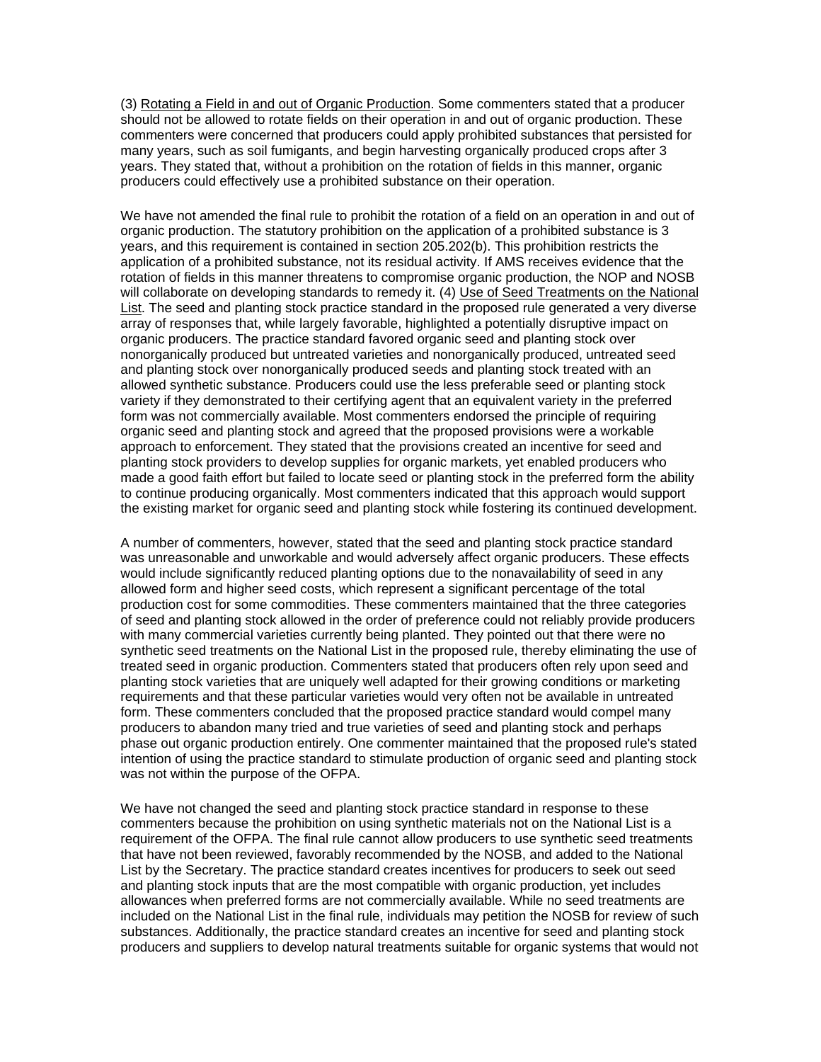(3) Rotating a Field in and out of Organic Production. Some commenters stated that a producer should not be allowed to rotate fields on their operation in and out of organic production. These commenters were concerned that producers could apply prohibited substances that persisted for many years, such as soil fumigants, and begin harvesting organically produced crops after 3 years. They stated that, without a prohibition on the rotation of fields in this manner, organic producers could effectively use a prohibited substance on their operation.

We have not amended the final rule to prohibit the rotation of a field on an operation in and out of organic production. The statutory prohibition on the application of a prohibited substance is 3 years, and this requirement is contained in section 205.202(b). This prohibition restricts the application of a prohibited substance, not its residual activity. If AMS receives evidence that the rotation of fields in this manner threatens to compromise organic production, the NOP and NOSB will collaborate on developing standards to remedy it. (4) Use of Seed Treatments on the National List. The seed and planting stock practice standard in the proposed rule generated a very diverse array of responses that, while largely favorable, highlighted a potentially disruptive impact on organic producers. The practice standard favored organic seed and planting stock over nonorganically produced but untreated varieties and nonorganically produced, untreated seed and planting stock over nonorganically produced seeds and planting stock treated with an allowed synthetic substance. Producers could use the less preferable seed or planting stock variety if they demonstrated to their certifying agent that an equivalent variety in the preferred form was not commercially available. Most commenters endorsed the principle of requiring organic seed and planting stock and agreed that the proposed provisions were a workable approach to enforcement. They stated that the provisions created an incentive for seed and planting stock providers to develop supplies for organic markets, yet enabled producers who made a good faith effort but failed to locate seed or planting stock in the preferred form the ability to continue producing organically. Most commenters indicated that this approach would support the existing market for organic seed and planting stock while fostering its continued development.

A number of commenters, however, stated that the seed and planting stock practice standard was unreasonable and unworkable and would adversely affect organic producers. These effects would include significantly reduced planting options due to the nonavailability of seed in any allowed form and higher seed costs, which represent a significant percentage of the total production cost for some commodities. These commenters maintained that the three categories of seed and planting stock allowed in the order of preference could not reliably provide producers with many commercial varieties currently being planted. They pointed out that there were no synthetic seed treatments on the National List in the proposed rule, thereby eliminating the use of treated seed in organic production. Commenters stated that producers often rely upon seed and planting stock varieties that are uniquely well adapted for their growing conditions or marketing requirements and that these particular varieties would very often not be available in untreated form. These commenters concluded that the proposed practice standard would compel many producers to abandon many tried and true varieties of seed and planting stock and perhaps phase out organic production entirely. One commenter maintained that the proposed rule's stated intention of using the practice standard to stimulate production of organic seed and planting stock was not within the purpose of the OFPA.

We have not changed the seed and planting stock practice standard in response to these commenters because the prohibition on using synthetic materials not on the National List is a requirement of the OFPA. The final rule cannot allow producers to use synthetic seed treatments that have not been reviewed, favorably recommended by the NOSB, and added to the National List by the Secretary. The practice standard creates incentives for producers to seek out seed and planting stock inputs that are the most compatible with organic production, yet includes allowances when preferred forms are not commercially available. While no seed treatments are included on the National List in the final rule, individuals may petition the NOSB for review of such substances. Additionally, the practice standard creates an incentive for seed and planting stock producers and suppliers to develop natural treatments suitable for organic systems that would not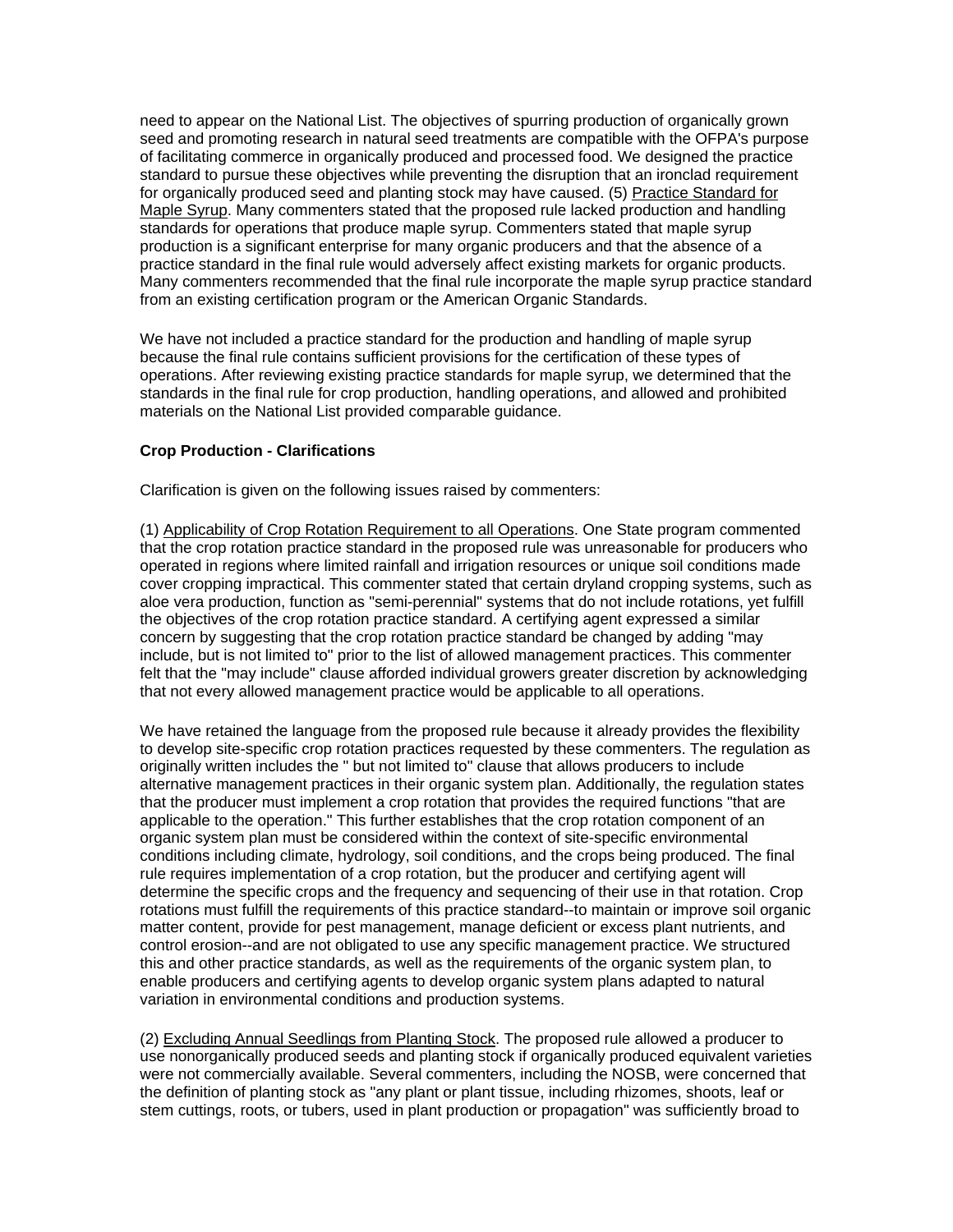need to appear on the National List. The objectives of spurring production of organically grown seed and promoting research in natural seed treatments are compatible with the OFPA's purpose of facilitating commerce in organically produced and processed food. We designed the practice standard to pursue these objectives while preventing the disruption that an ironclad requirement for organically produced seed and planting stock may have caused. (5) Practice Standard for Maple Syrup. Many commenters stated that the proposed rule lacked production and handling standards for operations that produce maple syrup. Commenters stated that maple syrup production is a significant enterprise for many organic producers and that the absence of a practice standard in the final rule would adversely affect existing markets for organic products. Many commenters recommended that the final rule incorporate the maple syrup practice standard from an existing certification program or the American Organic Standards.

We have not included a practice standard for the production and handling of maple syrup because the final rule contains sufficient provisions for the certification of these types of operations. After reviewing existing practice standards for maple syrup, we determined that the standards in the final rule for crop production, handling operations, and allowed and prohibited materials on the National List provided comparable guidance.

**Crop Production - Clarifications**

Clarification is given on the following issues raised by commenters:

(1) Applicability of Crop Rotation Requirement to all Operations. One State program commented that the crop rotation practice standard in the proposed rule was unreasonable for producers who operated in regions where limited rainfall and irrigation resources or unique soil conditions made cover cropping impractical. This commenter stated that certain dryland cropping systems, such as aloe vera production, function as "semi-perennial" systems that do not include rotations, yet fulfill the objectives of the crop rotation practice standard. A certifying agent expressed a similar concern by suggesting that the crop rotation practice standard be changed by adding "may include, but is not limited to" prior to the list of allowed management practices. This commenter felt that the "may include" clause afforded individual growers greater discretion by acknowledging that not every allowed management practice would be applicable to all operations.

We have retained the language from the proposed rule because it already provides the flexibility to develop site-specific crop rotation practices requested by these commenters. The regulation as originally written includes the " but not limited to" clause that allows producers to include alternative management practices in their organic system plan. Additionally, the regulation states that the producer must implement a crop rotation that provides the required functions "that are applicable to the operation." This further establishes that the crop rotation component of an organic system plan must be considered within the context of site-specific environmental conditions including climate, hydrology, soil conditions, and the crops being produced. The final rule requires implementation of a crop rotation, but the producer and certifying agent will determine the specific crops and the frequency and sequencing of their use in that rotation. Crop rotations must fulfill the requirements of this practice standard--to maintain or improve soil organic matter content, provide for pest management, manage deficient or excess plant nutrients, and control erosion--and are not obligated to use any specific management practice. We structured this and other practice standards, as well as the requirements of the organic system plan, to enable producers and certifying agents to develop organic system plans adapted to natural variation in environmental conditions and production systems.

(2) Excluding Annual Seedlings from Planting Stock. The proposed rule allowed a producer to use nonorganically produced seeds and planting stock if organically produced equivalent varieties were not commercially available. Several commenters, including the NOSB, were concerned that the definition of planting stock as "any plant or plant tissue, including rhizomes, shoots, leaf or stem cuttings, roots, or tubers, used in plant production or propagation" was sufficiently broad to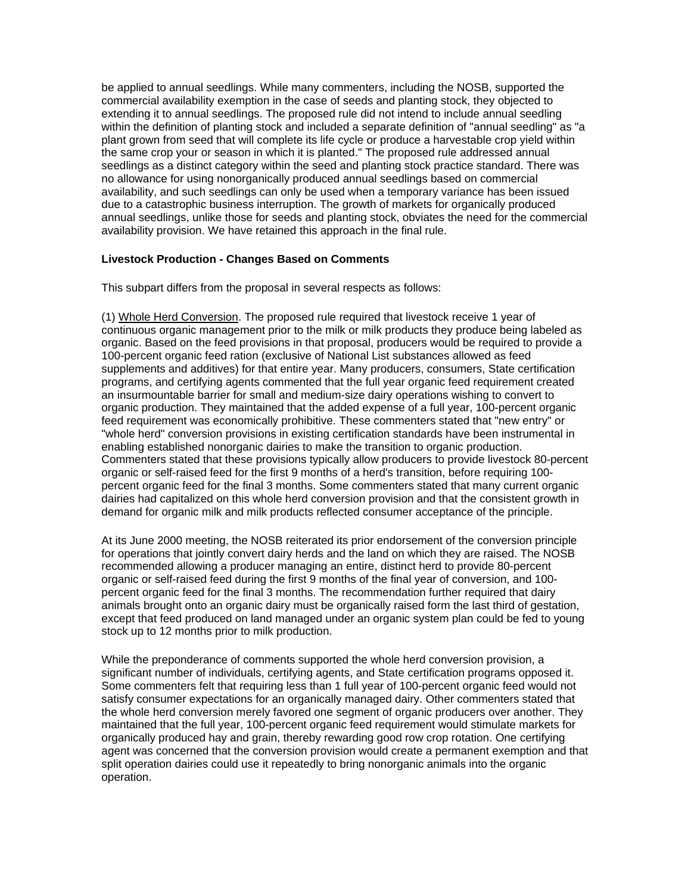be applied to annual seedlings. While many commenters, including the NOSB, supported the commercial availability exemption in the case of seeds and planting stock, they objected to extending it to annual seedlings. The proposed rule did not intend to include annual seedling within the definition of planting stock and included a separate definition of "annual seedling" as "a plant grown from seed that will complete its life cycle or produce a harvestable crop yield within the same crop your or season in which it is planted." The proposed rule addressed annual seedlings as a distinct category within the seed and planting stock practice standard. There was no allowance for using nonorganically produced annual seedlings based on commercial availability, and such seedlings can only be used when a temporary variance has been issued due to a catastrophic business interruption. The growth of markets for organically produced annual seedlings, unlike those for seeds and planting stock, obviates the need for the commercial availability provision. We have retained this approach in the final rule.

**Livestock Production - Changes Based on Comments**

This subpart differs from the proposal in several respects as follows:

(1) Whole Herd Conversion. The proposed rule required that livestock receive 1 year of continuous organic management prior to the milk or milk products they produce being labeled as organic. Based on the feed provisions in that proposal, producers would be required to provide a 100-percent organic feed ration (exclusive of National List substances allowed as feed supplements and additives) for that entire year. Many producers, consumers, State certification programs, and certifying agents commented that the full year organic feed requirement created an insurmountable barrier for small and medium-size dairy operations wishing to convert to organic production. They maintained that the added expense of a full year, 100-percent organic feed requirement was economically prohibitive. These commenters stated that "new entry" or "whole herd" conversion provisions in existing certification standards have been instrumental in enabling established nonorganic dairies to make the transition to organic production. Commenters stated that these provisions typically allow producers to provide livestock 80-percent organic or self-raised feed for the first 9 months of a herd's transition, before requiring 100-percent organic feed for the final 3 months. Some commenters stated that many current organic dairies had capitalized on this whole herd conversion provision and that the consistent growth in demand for organic milk and milk products reflected consumer acceptance of the principle.

At its June 2000 meeting, the NOSB reiterated its prior endorsement of the conversion principle for operations that jointly convert dairy herds and the land on which they are raised. The NOSB recommended allowing a producer managing an entire, distinct herd to provide 80-percent organic or self-raised feed during the first 9 months of the final year of conversion, and 100-percent organic feed for the final 3 months. The recommendation further required that dairy animals brought onto an organic dairy must be organically raised form the last third of gestation, except that feed produced on land managed under an organic system plan could be fed to young stock up to 12 months prior to milk production.

While the preponderance of comments supported the whole herd conversion provision, a significant number of individuals, certifying agents, and State certification programs opposed it. Some commenters felt that requiring less than 1 full year of 100-percent organic feed would not satisfy consumer expectations for an organically managed dairy. Other commenters stated that the whole herd conversion merely favored one segment of organic producers over another. They maintained that the full year, 100-percent organic feed requirement would stimulate markets for organically produced hay and grain, thereby rewarding good row crop rotation. One certifying agent was concerned that the conversion provision would create a permanent exemption and that split operation dairies could use it repeatedly to bring nonorganic animals into the organic operation.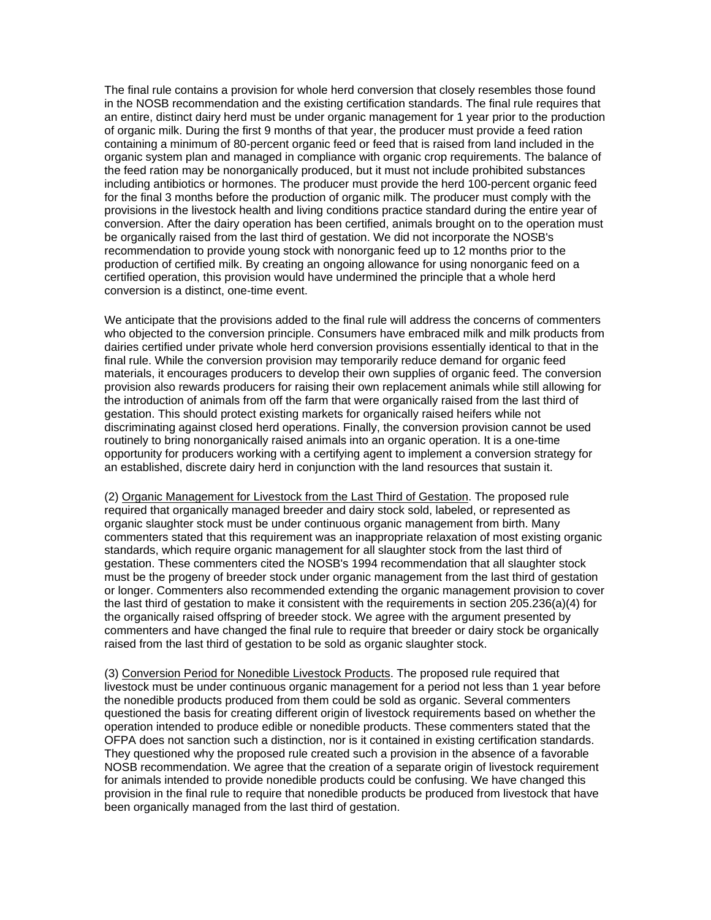The final rule contains a provision for whole herd conversion that closely resembles those found in the NOSB recommendation and the existing certification standards. The final rule requires that an entire, distinct dairy herd must be under organic management for 1 year prior to the production of organic milk. During the first 9 months of that year, the producer must provide a feed ration containing a minimum of 80-percent organic feed or feed that is raised from land included in the organic system plan and managed in compliance with organic crop requirements. The balance of the feed ration may be nonorganically produced, but it must not include prohibited substances including antibiotics or hormones. The producer must provide the herd 100-percent organic feed for the final 3 months before the production of organic milk. The producer must comply with the provisions in the livestock health and living conditions practice standard during the entire year of conversion. After the dairy operation has been certified, animals brought on to the operation must be organically raised from the last third of gestation. We did not incorporate the NOSB's recommendation to provide young stock with nonorganic feed up to 12 months prior to the production of certified milk. By creating an ongoing allowance for using nonorganic feed on a certified operation, this provision would have undermined the principle that a whole herd conversion is a distinct, one-time event.

We anticipate that the provisions added to the final rule will address the concerns of commenters who objected to the conversion principle. Consumers have embraced milk and milk products from dairies certified under private whole herd conversion provisions essentially identical to that in the final rule. While the conversion provision may temporarily reduce demand for organic feed materials, it encourages producers to develop their own supplies of organic feed. The conversion provision also rewards producers for raising their own replacement animals while still allowing for the introduction of animals from off the farm that were organically raised from the last third of gestation. This should protect existing markets for organically raised heifers while not discriminating against closed herd operations. Finally, the conversion provision cannot be used routinely to bring nonorganically raised animals into an organic operation. It is a one-time opportunity for producers working with a certifying agent to implement a conversion strategy for an established, discrete dairy herd in conjunction with the land resources that sustain it.

(2) <u>Organic Management for Livestock from the Last Third of Gestation</u>. The proposed rule required that organically managed breeder and dairy stock sold, labeled, or represented as organic slaughter stock must be under continuous organic management from birth. Many commenters stated that this requirement was an inappropriate relaxation of most existing organic standards, which require organic management for all slaughter stock from the last third of gestation. These commenters cited the NOSB's 1994 recommendation that all slaughter stock must be the progeny of breeder stock under organic management from the last third of gestation or longer. Commenters also recommended extending the organic management provision to cover the last third of gestation to make it consistent with the requirements in section 205.236(a)(4) for the organically raised offspring of breeder stock. We agree with the argument presented by commenters and have changed the final rule to require that breeder or dairy stock be organically raised from the last third of gestation to be sold as organic slaughter stock.

(3) <u>Conversion Period for Nonedible Livestock Products</u>. The proposed rule required that livestock must be under continuous organic management for a period not less than 1 year before the nonedible products produced from them could be sold as organic. Several commenters questioned the basis for creating different origin of livestock requirements based on whether the operation intended to produce edible or nonedible products. These commenters stated that the OFPA does not sanction such a distinction, nor is it contained in existing certification standards. They questioned why the proposed rule created such a provision in the absence of a favorable NOSB recommendation. We agree that the creation of a separate origin of livestock requirement for animals intended to provide nonedible products could be confusing. We have changed this provision in the final rule to require that nonedible products be produced from livestock that have been organically managed from the last third of gestation.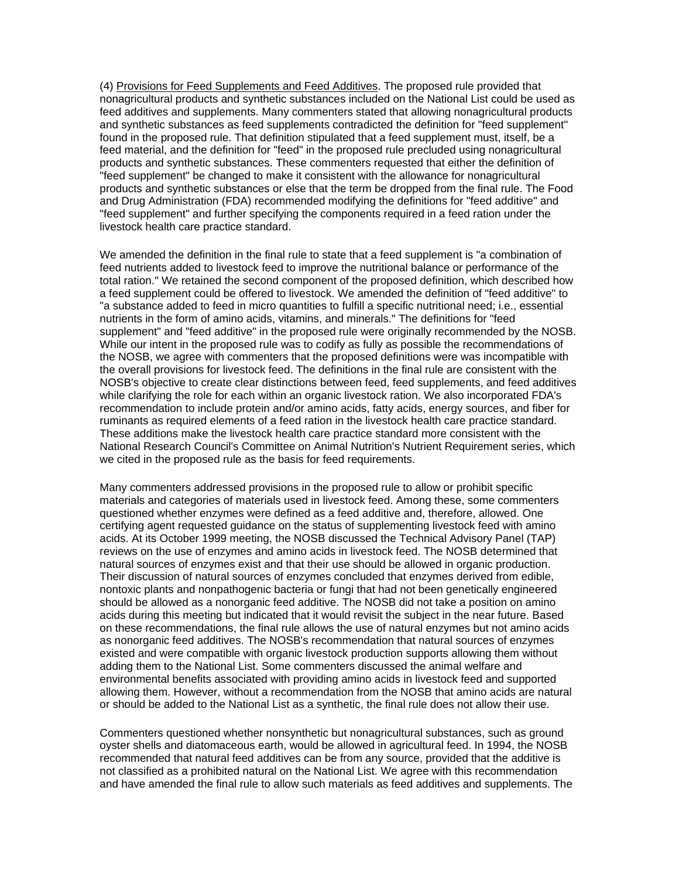(4) Provisions for Feed Supplements and Feed Additives. The proposed rule provided that nonagricultural products and synthetic substances included on the National List could be used as feed additives and supplements. Many commenters stated that allowing nonagricultural products and synthetic substances as feed supplements contradicted the definition for "feed supplement" found in the proposed rule. That definition stipulated that a feed supplement must, itself, be a feed material, and the definition for "feed" in the proposed rule precluded using nonagricultural products and synthetic substances. These commenters requested that either the definition of "feed supplement" be changed to make it consistent with the allowance for nonagricultural products and synthetic substances or else that the term be dropped from the final rule. The Food and Drug Administration (FDA) recommended modifying the definitions for "feed additive" and "feed supplement" and further specifying the components required in a feed ration under the livestock health care practice standard.

We amended the definition in the final rule to state that a feed supplement is "a combination of feed nutrients added to livestock feed to improve the nutritional balance or performance of the total ration." We retained the second component of the proposed definition, which described how a feed supplement could be offered to livestock. We amended the definition of "feed additive" to "a substance added to feed in micro quantities to fulfill a specific nutritional need; i.e., essential nutrients in the form of amino acids, vitamins, and minerals." The definitions for "feed supplement" and "feed additive" in the proposed rule were originally recommended by the NOSB. While our intent in the proposed rule was to codify as fully as possible the recommendations of the NOSB, we agree with commenters that the proposed definitions were was incompatible with the overall provisions for livestock feed. The definitions in the final rule are consistent with the NOSB's objective to create clear distinctions between feed, feed supplements, and feed additives while clarifying the role for each within an organic livestock ration. We also incorporated FDA's recommendation to include protein and/or amino acids, fatty acids, energy sources, and fiber for ruminants as required elements of a feed ration in the livestock health care practice standard. These additions make the livestock health care practice standard more consistent with the National Research Council's Committee on Animal Nutrition's Nutrient Requirement series, which we cited in the proposed rule as the basis for feed requirements.

Many commenters addressed provisions in the proposed rule to allow or prohibit specific materials and categories of materials used in livestock feed. Among these, some commenters questioned whether enzymes were defined as a feed additive and, therefore, allowed. One certifying agent requested guidance on the status of supplementing livestock feed with amino acids. At its October 1999 meeting, the NOSB discussed the Technical Advisory Panel (TAP) reviews on the use of enzymes and amino acids in livestock feed. The NOSB determined that natural sources of enzymes exist and that their use should be allowed in organic production. Their discussion of natural sources of enzymes concluded that enzymes derived from edible, nontoxic plants and nonpathogenic bacteria or fungi that had not been genetically engineered should be allowed as a nonorganic feed additive. The NOSB did not take a position on amino acids during this meeting but indicated that it would revisit the subject in the near future. Based on these recommendations, the final rule allows the use of natural enzymes but not amino acids as nonorganic feed additives. The NOSB's recommendation that natural sources of enzymes existed and were compatible with organic livestock production supports allowing them without adding them to the National List. Some commenters discussed the animal welfare and environmental benefits associated with providing amino acids in livestock feed and supported allowing them. However, without a recommendation from the NOSB that amino acids are natural or should be added to the National List as a synthetic, the final rule does not allow their use.

Commenters questioned whether nonsynthetic but nonagricultural substances, such as ground oyster shells and diatomaceous earth, would be allowed in agricultural feed. In 1994, the NOSB recommended that natural feed additives can be from any source, provided that the additive is not classified as a prohibited natural on the National List. We agree with this recommendation and have amended the final rule to allow such materials as feed additives and supplements. The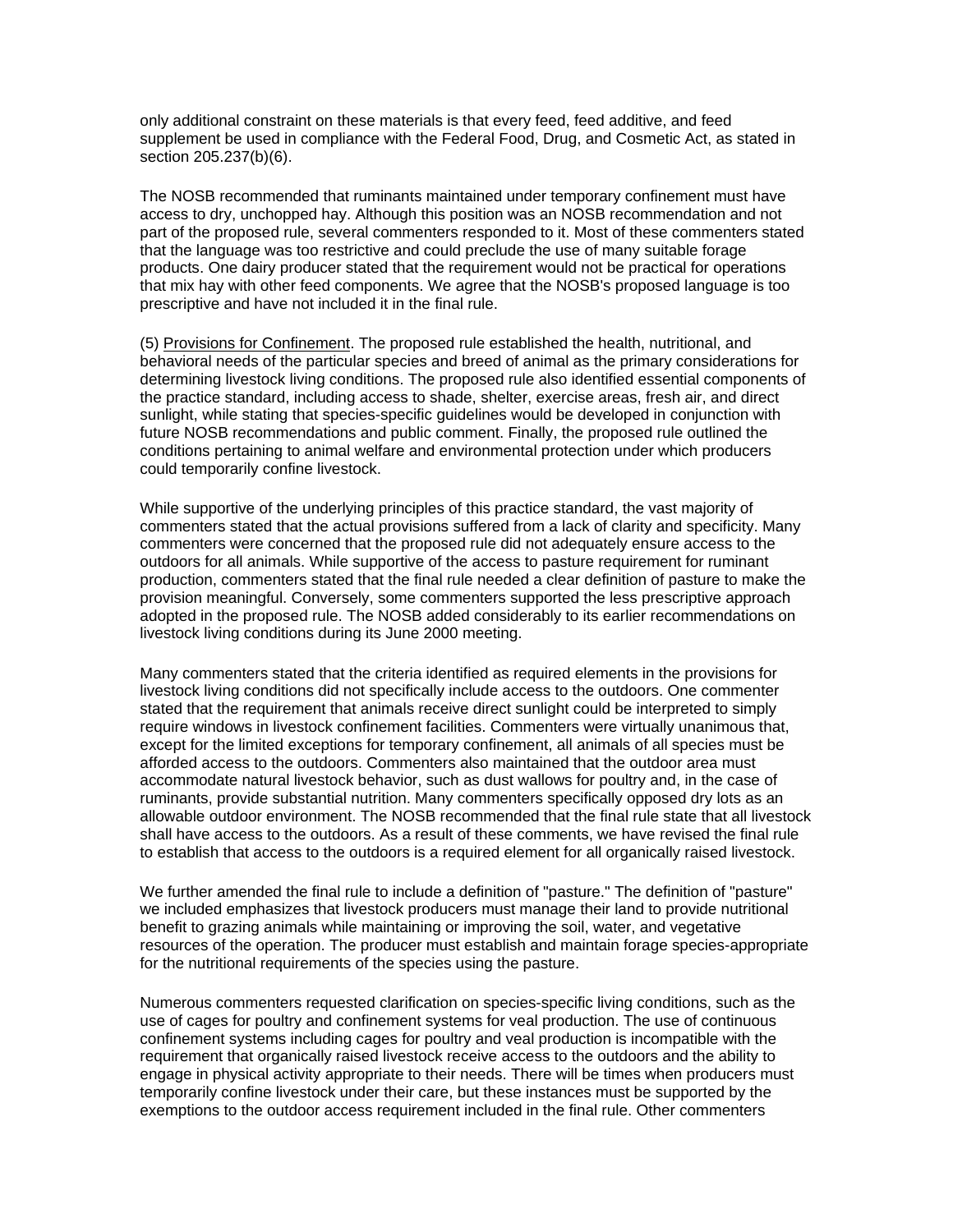only additional constraint on these materials is that every feed, feed additive, and feed supplement be used in compliance with the Federal Food, Drug, and Cosmetic Act, as stated in section 205.237(b)(6).

The NOSB recommended that ruminants maintained under temporary confinement must have access to dry, unchopped hay. Although this position was an NOSB recommendation and not part of the proposed rule, several commenters responded to it. Most of these commenters stated that the language was too restrictive and could preclude the use of many suitable forage products. One dairy producer stated that the requirement would not be practical for operations that mix hay with other feed components. We agree that the NOSB's proposed language is too prescriptive and have not included it in the final rule.

(5) Provisions for Confinement. The proposed rule established the health, nutritional, and behavioral needs of the particular species and breed of animal as the primary considerations for determining livestock living conditions. The proposed rule also identified essential components of the practice standard, including access to shade, shelter, exercise areas, fresh air, and direct sunlight, while stating that species-specific guidelines would be developed in conjunction with future NOSB recommendations and public comment. Finally, the proposed rule outlined the conditions pertaining to animal welfare and environmental protection under which producers could temporarily confine livestock.

While supportive of the underlying principles of this practice standard, the vast majority of commenters stated that the actual provisions suffered from a lack of clarity and specificity. Many commenters were concerned that the proposed rule did not adequately ensure access to the outdoors for all animals. While supportive of the access to pasture requirement for ruminant production, commenters stated that the final rule needed a clear definition of pasture to make the provision meaningful. Conversely, some commenters supported the less prescriptive approach adopted in the proposed rule. The NOSB added considerably to its earlier recommendations on livestock living conditions during its June 2000 meeting.

Many commenters stated that the criteria identified as required elements in the provisions for livestock living conditions did not specifically include access to the outdoors. One commenter stated that the requirement that animals receive direct sunlight could be interpreted to simply require windows in livestock confinement facilities. Commenters were virtually unanimous that, except for the limited exceptions for temporary confinement, all animals of all species must be afforded access to the outdoors. Commenters also maintained that the outdoor area must accommodate natural livestock behavior, such as dust wallows for poultry and, in the case of ruminants, provide substantial nutrition. Many commenters specifically opposed dry lots as an allowable outdoor environment. The NOSB recommended that the final rule state that all livestock shall have access to the outdoors. As a result of these comments, we have revised the final rule to establish that access to the outdoors is a required element for all organically raised livestock.

We further amended the final rule to include a definition of "pasture." The definition of "pasture" we included emphasizes that livestock producers must manage their land to provide nutritional benefit to grazing animals while maintaining or improving the soil, water, and vegetative resources of the operation. The producer must establish and maintain forage species-appropriate for the nutritional requirements of the species using the pasture.

Numerous commenters requested clarification on species-specific living conditions, such as the use of cages for poultry and confinement systems for veal production. The use of continuous confinement systems including cages for poultry and veal production is incompatible with the requirement that organically raised livestock receive access to the outdoors and the ability to engage in physical activity appropriate to their needs. There will be times when producers must temporarily confine livestock under their care, but these instances must be supported by the exemptions to the outdoor access requirement included in the final rule. Other commenters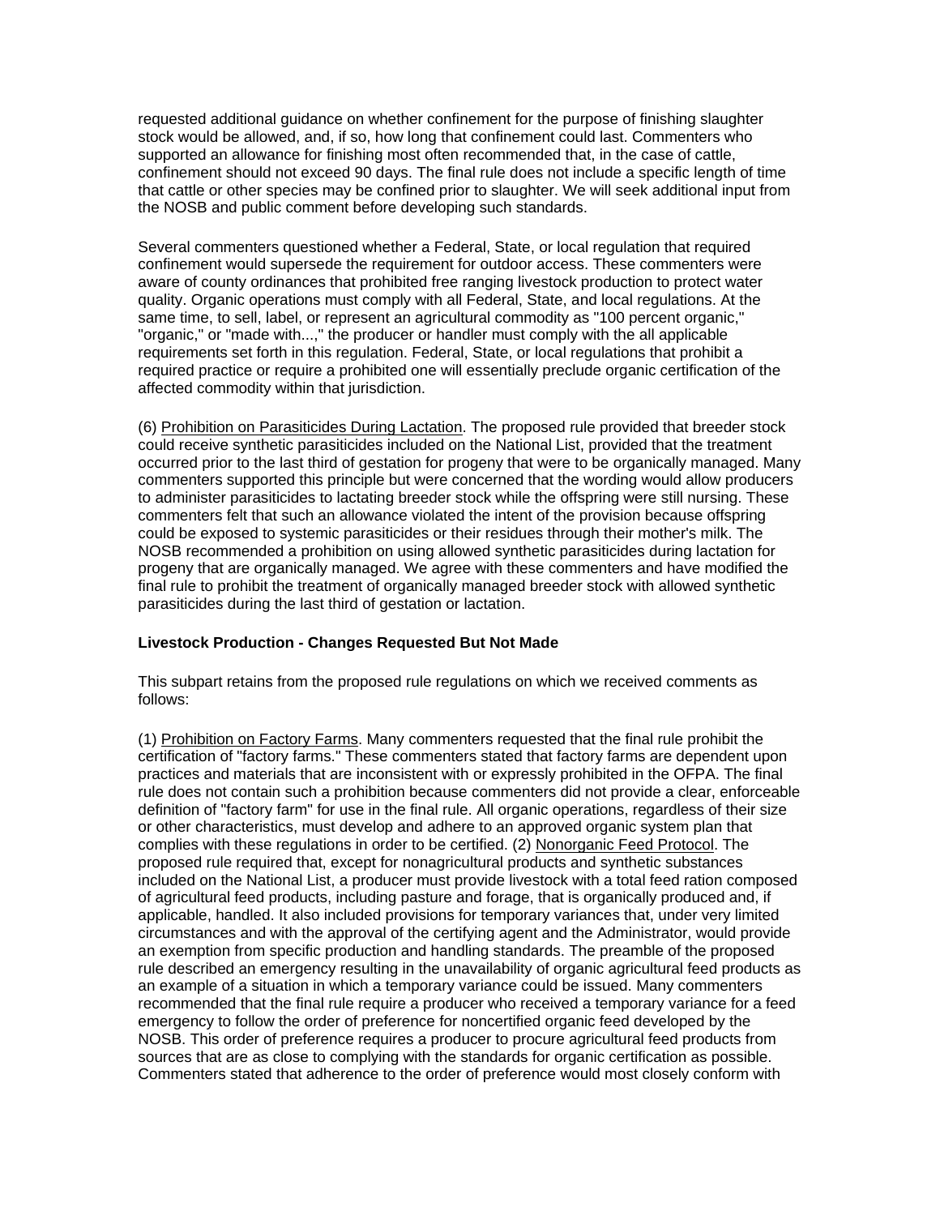requested additional guidance on whether confinement for the purpose of finishing slaughter stock would be allowed, and, if so, how long that confinement could last. Commenters who supported an allowance for finishing most often recommended that, in the case of cattle, confinement should not exceed 90 days. The final rule does not include a specific length of time that cattle or other species may be confined prior to slaughter. We will seek additional input from the NOSB and public comment before developing such standards.

Several commenters questioned whether a Federal, State, or local regulation that required confinement would supersede the requirement for outdoor access. These commenters were aware of county ordinances that prohibited free ranging livestock production to protect water quality. Organic operations must comply with all Federal, State, and local regulations. At the same time, to sell, label, or represent an agricultural commodity as "100 percent organic," "organic," or "made with...," the producer or handler must comply with the all applicable requirements set forth in this regulation. Federal, State, or local regulations that prohibit a required practice or require a prohibited one will essentially preclude organic certification of the affected commodity within that jurisdiction.

(6) Prohibition on Parasiticides During Lactation. The proposed rule provided that breeder stock could receive synthetic parasiticides included on the National List, provided that the treatment occurred prior to the last third of gestation for progeny that were to be organically managed. Many commenters supported this principle but were concerned that the wording would allow producers to administer parasiticides to lactating breeder stock while the offspring were still nursing. These commenters felt that such an allowance violated the intent of the provision because offspring could be exposed to systemic parasiticides or their residues through their mother's milk. The NOSB recommended a prohibition on using allowed synthetic parasiticides during lactation for progeny that are organically managed. We agree with these commenters and have modified the final rule to prohibit the treatment of organically managed breeder stock with allowed synthetic parasiticides during the last third of gestation or lactation.

**Livestock Production - Changes Requested But Not Made**

This subpart retains from the proposed rule regulations on which we received comments as follows:

(1) Prohibition on Factory Farms. Many commenters requested that the final rule prohibit the certification of "factory farms." These commenters stated that factory farms are dependent upon practices and materials that are inconsistent with or expressly prohibited in the OFPA. The final rule does not contain such a prohibition because commenters did not provide a clear, enforceable definition of "factory farm" for use in the final rule. All organic operations, regardless of their size or other characteristics, must develop and adhere to an approved organic system plan that complies with these regulations in order to be certified. (2) Nonorganic Feed Protocol. The proposed rule required that, except for nonagricultural products and synthetic substances included on the National List, a producer must provide livestock with a total feed ration composed of agricultural feed products, including pasture and forage, that is organically produced and, if applicable, handled. It also included provisions for temporary variances that, under very limited circumstances and with the approval of the certifying agent and the Administrator, would provide an exemption from specific production and handling standards. The preamble of the proposed rule described an emergency resulting in the unavailability of organic agricultural feed products as an example of a situation in which a temporary variance could be issued. Many commenters recommended that the final rule require a producer who received a temporary variance for a feed emergency to follow the order of preference for noncertified organic feed developed by the NOSB. This order of preference requires a producer to procure agricultural feed products from sources that are as close to complying with the standards for organic certification as possible. Commenters stated that adherence to the order of preference would most closely conform with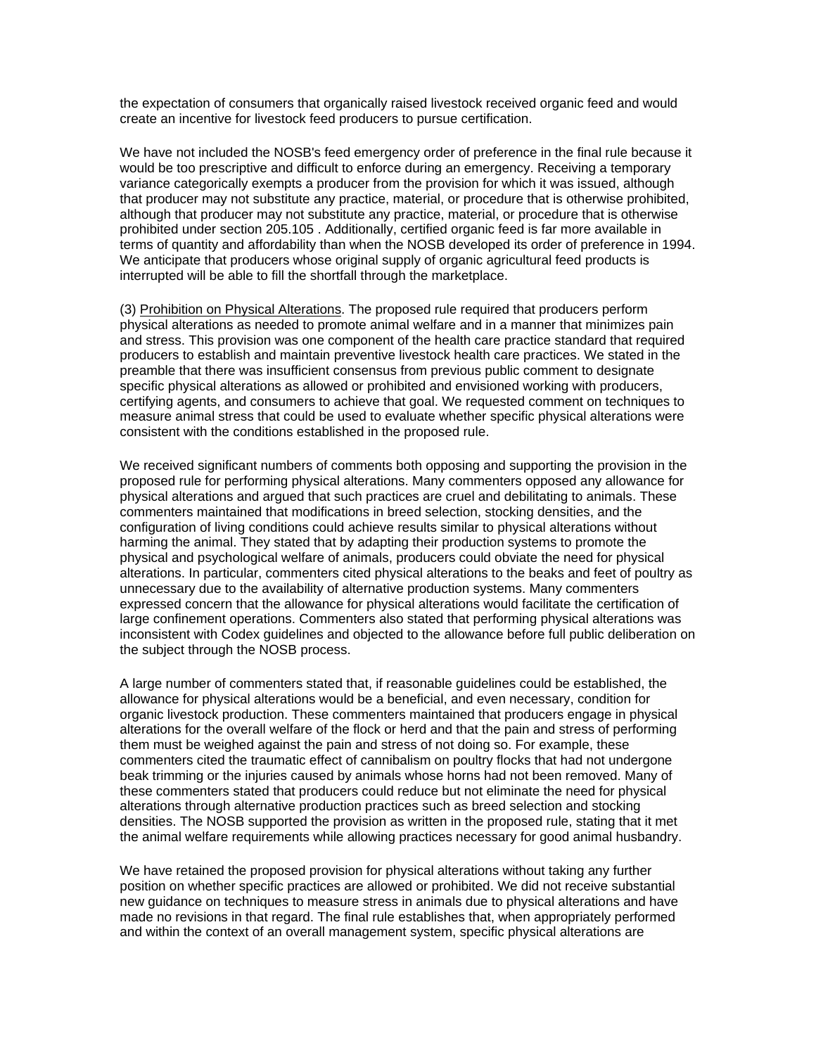the expectation of consumers that organically raised livestock received organic feed and would create an incentive for livestock feed producers to pursue certification.

We have not included the NOSB's feed emergency order of preference in the final rule because it would be too prescriptive and difficult to enforce during an emergency. Receiving a temporary variance categorically exempts a producer from the provision for which it was issued, although that producer may not substitute any practice, material, or procedure that is otherwise prohibited, although that producer may not substitute any practice, material, or procedure that is otherwise prohibited under section 205.105 . Additionally, certified organic feed is far more available in terms of quantity and affordability than when the NOSB developed its order of preference in 1994. We anticipate that producers whose original supply of organic agricultural feed products is interrupted will be able to fill the shortfall through the marketplace.

(3) Prohibition on Physical Alterations. The proposed rule required that producers perform physical alterations as needed to promote animal welfare and in a manner that minimizes pain and stress. This provision was one component of the health care practice standard that required producers to establish and maintain preventive livestock health care practices. We stated in the preamble that there was insufficient consensus from previous public comment to designate specific physical alterations as allowed or prohibited and envisioned working with producers, certifying agents, and consumers to achieve that goal. We requested comment on techniques to measure animal stress that could be used to evaluate whether specific physical alterations were consistent with the conditions established in the proposed rule.

We received significant numbers of comments both opposing and supporting the provision in the proposed rule for performing physical alterations. Many commenters opposed any allowance for physical alterations and argued that such practices are cruel and debilitating to animals. These commenters maintained that modifications in breed selection, stocking densities, and the configuration of living conditions could achieve results similar to physical alterations without harming the animal. They stated that by adapting their production systems to promote the physical and psychological welfare of animals, producers could obviate the need for physical alterations. In particular, commenters cited physical alterations to the beaks and feet of poultry as unnecessary due to the availability of alternative production systems. Many commenters expressed concern that the allowance for physical alterations would facilitate the certification of large confinement operations. Commenters also stated that performing physical alterations was inconsistent with Codex guidelines and objected to the allowance before full public deliberation on the subject through the NOSB process.

A large number of commenters stated that, if reasonable guidelines could be established, the allowance for physical alterations would be a beneficial, and even necessary, condition for organic livestock production. These commenters maintained that producers engage in physical alterations for the overall welfare of the flock or herd and that the pain and stress of performing them must be weighed against the pain and stress of not doing so. For example, these commenters cited the traumatic effect of cannibalism on poultry flocks that had not undergone beak trimming or the injuries caused by animals whose horns had not been removed. Many of these commenters stated that producers could reduce but not eliminate the need for physical alterations through alternative production practices such as breed selection and stocking densities. The NOSB supported the provision as written in the proposed rule, stating that it met the animal welfare requirements while allowing practices necessary for good animal husbandry.

We have retained the proposed provision for physical alterations without taking any further position on whether specific practices are allowed or prohibited. We did not receive substantial new guidance on techniques to measure stress in animals due to physical alterations and have made no revisions in that regard. The final rule establishes that, when appropriately performed and within the context of an overall management system, specific physical alterations are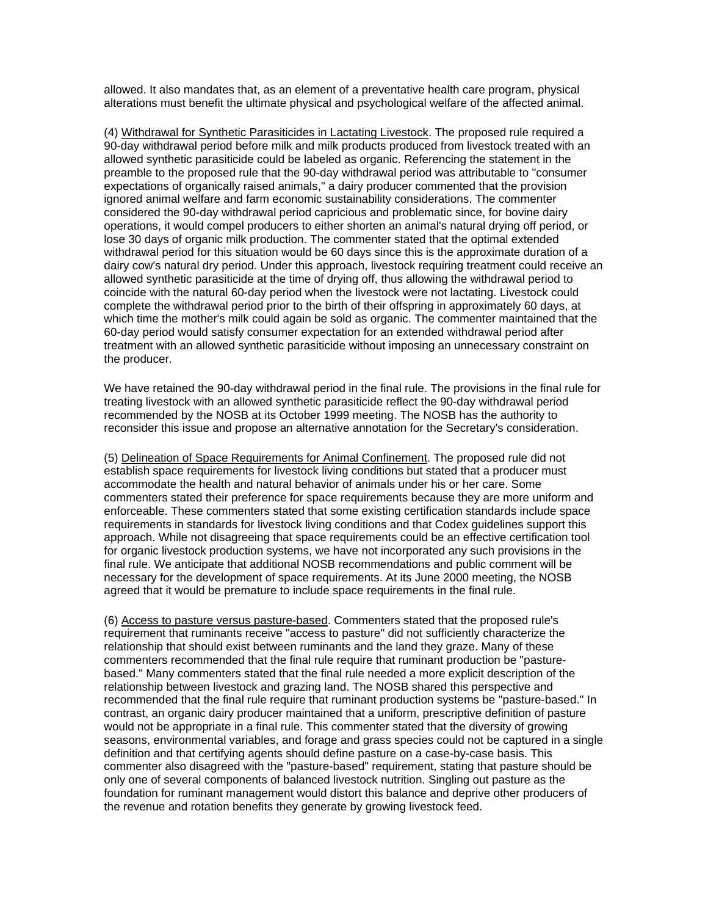allowed. It also mandates that, as an element of a preventative health care program, physical alterations must benefit the ultimate physical and psychological welfare of the affected animal.

(4) Withdrawal for Synthetic Parasiticides in Lactating Livestock. The proposed rule required a 90-day withdrawal period before milk and milk products produced from livestock treated with an allowed synthetic parasiticide could be labeled as organic. Referencing the statement in the preamble to the proposed rule that the 90-day withdrawal period was attributable to "consumer expectations of organically raised animals," a dairy producer commented that the provision ignored animal welfare and farm economic sustainability considerations. The commenter considered the 90-day withdrawal period capricious and problematic since, for bovine dairy operations, it would compel producers to either shorten an animal's natural drying off period, or lose 30 days of organic milk production. The commenter stated that the optimal extended withdrawal period for this situation would be 60 days since this is the approximate duration of a dairy cow's natural dry period. Under this approach, livestock requiring treatment could receive an allowed synthetic parasiticide at the time of drying off, thus allowing the withdrawal period to coincide with the natural 60-day period when the livestock were not lactating. Livestock could complete the withdrawal period prior to the birth of their offspring in approximately 60 days, at which time the mother's milk could again be sold as organic. The commenter maintained that the 60-day period would satisfy consumer expectation for an extended withdrawal period after treatment with an allowed synthetic parasiticide without imposing an unnecessary constraint on the producer.

We have retained the 90-day withdrawal period in the final rule. The provisions in the final rule for treating livestock with an allowed synthetic parasiticide reflect the 90-day withdrawal period recommended by the NOSB at its October 1999 meeting. The NOSB has the authority to reconsider this issue and propose an alternative annotation for the Secretary's consideration.

(5) Delineation of Space Requirements for Animal Confinement. The proposed rule did not establish space requirements for livestock living conditions but stated that a producer must accommodate the health and natural behavior of animals under his or her care. Some commenters stated their preference for space requirements because they are more uniform and enforceable. These commenters stated that some existing certification standards include space requirements in standards for livestock living conditions and that Codex guidelines support this approach. While not disagreeing that space requirements could be an effective certification tool for organic livestock production systems, we have not incorporated any such provisions in the final rule. We anticipate that additional NOSB recommendations and public comment will be necessary for the development of space requirements. At its June 2000 meeting, the NOSB agreed that it would be premature to include space requirements in the final rule.

(6) Access to pasture versus pasture-based. Commenters stated that the proposed rule's requirement that ruminants receive "access to pasture" did not sufficiently characterize the relationship that should exist between ruminants and the land they graze. Many of these commenters recommended that the final rule require that ruminant production be "pasture-based." Many commenters stated that the final rule needed a more explicit description of the relationship between livestock and grazing land. The NOSB shared this perspective and recommended that the final rule require that ruminant production systems be "pasture-based." In contrast, an organic dairy producer maintained that a uniform, prescriptive definition of pasture would not be appropriate in a final rule. This commenter stated that the diversity of growing seasons, environmental variables, and forage and grass species could not be captured in a single definition and that certifying agents should define pasture on a case-by-case basis. This commenter also disagreed with the "pasture-based" requirement, stating that pasture should be only one of several components of balanced livestock nutrition. Singling out pasture as the foundation for ruminant management would distort this balance and deprive other producers of the revenue and rotation benefits they generate by growing livestock feed.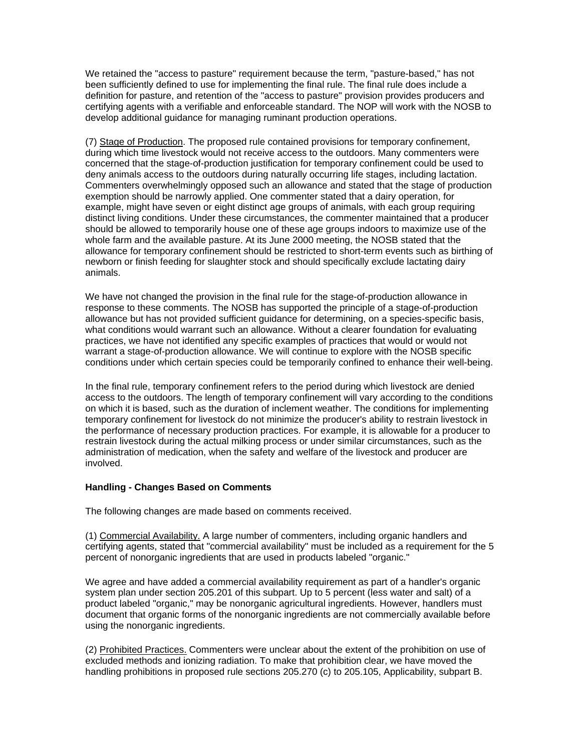We retained the "access to pasture" requirement because the term, "pasture-based," has not been sufficiently defined to use for implementing the final rule. The final rule does include a definition for pasture, and retention of the "access to pasture" provision provides producers and certifying agents with a verifiable and enforceable standard. The NOP will work with the NOSB to develop additional guidance for managing ruminant production operations.

(7) Stage of Production. The proposed rule contained provisions for temporary confinement, during which time livestock would not receive access to the outdoors. Many commenters were concerned that the stage-of-production justification for temporary confinement could be used to deny animals access to the outdoors during naturally occurring life stages, including lactation. Commenters overwhelmingly opposed such an allowance and stated that the stage of production exemption should be narrowly applied. One commenter stated that a dairy operation, for example, might have seven or eight distinct age groups of animals, with each group requiring distinct living conditions. Under these circumstances, the commenter maintained that a producer should be allowed to temporarily house one of these age groups indoors to maximize use of the whole farm and the available pasture. At its June 2000 meeting, the NOSB stated that the allowance for temporary confinement should be restricted to short-term events such as birthing of newborn or finish feeding for slaughter stock and should specifically exclude lactating dairy animals.

We have not changed the provision in the final rule for the stage-of-production allowance in response to these comments. The NOSB has supported the principle of a stage-of-production allowance but has not provided sufficient guidance for determining, on a species-specific basis, what conditions would warrant such an allowance. Without a clearer foundation for evaluating practices, we have not identified any specific examples of practices that would or would not warrant a stage-of-production allowance. We will continue to explore with the NOSB specific conditions under which certain species could be temporarily confined to enhance their well-being.

In the final rule, temporary confinement refers to the period during which livestock are denied access to the outdoors. The length of temporary confinement will vary according to the conditions on which it is based, such as the duration of inclement weather. The conditions for implementing temporary confinement for livestock do not minimize the producer's ability to restrain livestock in the performance of necessary production practices. For example, it is allowable for a producer to restrain livestock during the actual milking process or under similar circumstances, such as the administration of medication, when the safety and welfare of the livestock and producer are involved.

**Handling - Changes Based on Comments**

The following changes are made based on comments received.

(1) Commercial Availability. A large number of commenters, including organic handlers and certifying agents, stated that "commercial availability" must be included as a requirement for the 5 percent of nonorganic ingredients that are used in products labeled "organic."

We agree and have added a commercial availability requirement as part of a handler's organic system plan under section 205.201 of this subpart. Up to 5 percent (less water and salt) of a product labeled "organic," may be nonorganic agricultural ingredients. However, handlers must document that organic forms of the nonorganic ingredients are not commercially available before using the nonorganic ingredients.

(2) Prohibited Practices. Commenters were unclear about the extent of the prohibition on use of excluded methods and ionizing radiation. To make that prohibition clear, we have moved the handling prohibitions in proposed rule sections 205.270 (c) to 205.105, Applicability, subpart B.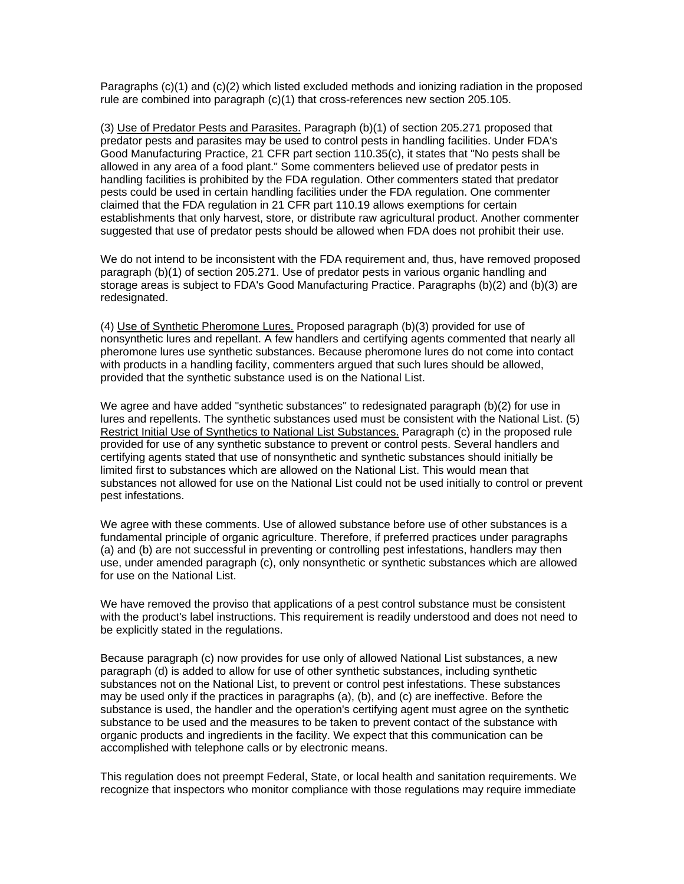Paragraphs (c)(1) and (c)(2) which listed excluded methods and ionizing radiation in the proposed rule are combined into paragraph (c)(1) that cross-references new section 205.105.

(3) Use of Predator Pests and Parasites. Paragraph (b)(1) of section 205.271 proposed that predator pests and parasites may be used to control pests in handling facilities. Under FDA's Good Manufacturing Practice, 21 CFR part section 110.35(c), it states that "No pests shall be allowed in any area of a food plant." Some commenters believed use of predator pests in handling facilities is prohibited by the FDA regulation. Other commenters stated that predator pests could be used in certain handling facilities under the FDA regulation. One commenter claimed that the FDA regulation in 21 CFR part 110.19 allows exemptions for certain establishments that only harvest, store, or distribute raw agricultural product. Another commenter suggested that use of predator pests should be allowed when FDA does not prohibit their use.

We do not intend to be inconsistent with the FDA requirement and, thus, have removed proposed paragraph (b)(1) of section 205.271. Use of predator pests in various organic handling and storage areas is subject to FDA's Good Manufacturing Practice. Paragraphs (b)(2) and (b)(3) are redesignated.

(4) Use of Synthetic Pheromone Lures. Proposed paragraph (b)(3) provided for use of nonsynthetic lures and repellant. A few handlers and certifying agents commented that nearly all pheromone lures use synthetic substances. Because pheromone lures do not come into contact with products in a handling facility, commenters argued that such lures should be allowed, provided that the synthetic substance used is on the National List.

We agree and have added "synthetic substances" to redesignated paragraph (b)(2) for use in lures and repellents. The synthetic substances used must be consistent with the National List. (5) Restrict Initial Use of Synthetics to National List Substances. Paragraph (c) in the proposed rule provided for use of any synthetic substance to prevent or control pests. Several handlers and certifying agents stated that use of nonsynthetic and synthetic substances should initially be limited first to substances which are allowed on the National List. This would mean that substances not allowed for use on the National List could not be used initially to control or prevent pest infestations.

We agree with these comments. Use of allowed substance before use of other substances is a fundamental principle of organic agriculture. Therefore, if preferred practices under paragraphs (a) and (b) are not successful in preventing or controlling pest infestations, handlers may then use, under amended paragraph (c), only nonsynthetic or synthetic substances which are allowed for use on the National List.

We have removed the proviso that applications of a pest control substance must be consistent with the product's label instructions. This requirement is readily understood and does not need to be explicitly stated in the regulations.

Because paragraph (c) now provides for use only of allowed National List substances, a new paragraph (d) is added to allow for use of other synthetic substances, including synthetic substances not on the National List, to prevent or control pest infestations. These substances may be used only if the practices in paragraphs (a), (b), and (c) are ineffective. Before the substance is used, the handler and the operation's certifying agent must agree on the synthetic substance to be used and the measures to be taken to prevent contact of the substance with organic products and ingredients in the facility. We expect that this communication can be accomplished with telephone calls or by electronic means.

This regulation does not preempt Federal, State, or local health and sanitation requirements. We recognize that inspectors who monitor compliance with those regulations may require immediate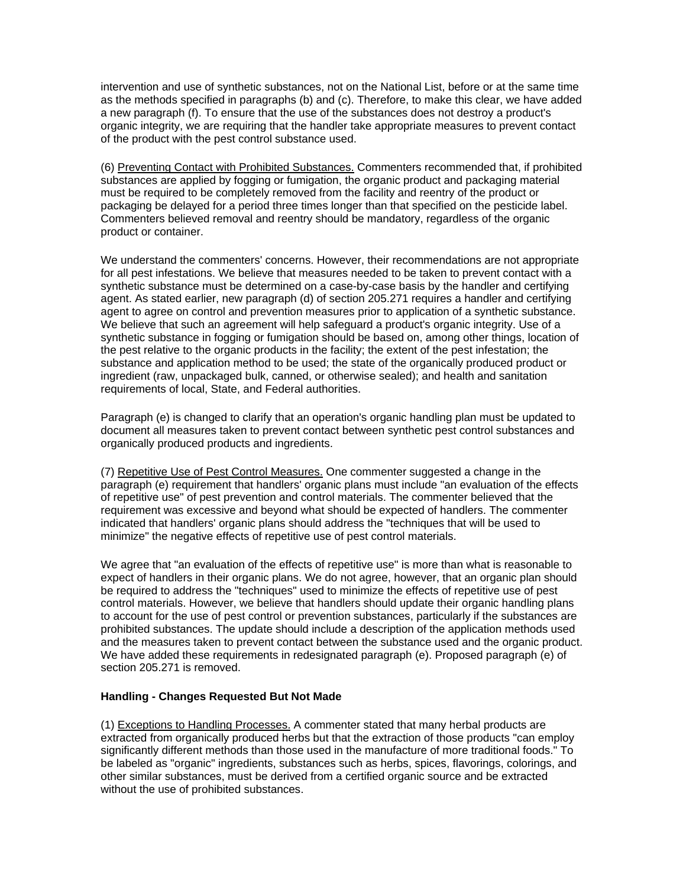intervention and use of synthetic substances, not on the National List, before or at the same time as the methods specified in paragraphs (b) and (c). Therefore, to make this clear, we have added a new paragraph (f). To ensure that the use of the substances does not destroy a product's organic integrity, we are requiring that the handler take appropriate measures to prevent contact of the product with the pest control substance used.

(6) Preventing Contact with Prohibited Substances. Commenters recommended that, if prohibited substances are applied by fogging or fumigation, the organic product and packaging material must be required to be completely removed from the facility and reentry of the product or packaging be delayed for a period three times longer than that specified on the pesticide label. Commenters believed removal and reentry should be mandatory, regardless of the organic product or container.

We understand the commenters' concerns. However, their recommendations are not appropriate for all pest infestations. We believe that measures needed to be taken to prevent contact with a synthetic substance must be determined on a case-by-case basis by the handler and certifying agent. As stated earlier, new paragraph (d) of section 205.271 requires a handler and certifying agent to agree on control and prevention measures prior to application of a synthetic substance. We believe that such an agreement will help safeguard a product's organic integrity. Use of a synthetic substance in fogging or fumigation should be based on, among other things, location of the pest relative to the organic products in the facility; the extent of the pest infestation; the substance and application method to be used; the state of the organically produced product or ingredient (raw, unpackaged bulk, canned, or otherwise sealed); and health and sanitation requirements of local, State, and Federal authorities.

Paragraph (e) is changed to clarify that an operation's organic handling plan must be updated to document all measures taken to prevent contact between synthetic pest control substances and organically produced products and ingredients.

(7) Repetitive Use of Pest Control Measures. One commenter suggested a change in the paragraph (e) requirement that handlers' organic plans must include "an evaluation of the effects of repetitive use" of pest prevention and control materials. The commenter believed that the requirement was excessive and beyond what should be expected of handlers. The commenter indicated that handlers' organic plans should address the "techniques that will be used to minimize" the negative effects of repetitive use of pest control materials.

We agree that "an evaluation of the effects of repetitive use" is more than what is reasonable to expect of handlers in their organic plans. We do not agree, however, that an organic plan should be required to address the "techniques" used to minimize the effects of repetitive use of pest control materials. However, we believe that handlers should update their organic handling plans to account for the use of pest control or prevention substances, particularly if the substances are prohibited substances. The update should include a description of the application methods used and the measures taken to prevent contact between the substance used and the organic product. We have added these requirements in redesignated paragraph (e). Proposed paragraph (e) of section 205.271 is removed.

**Handling - Changes Requested But Not Made**

(1) Exceptions to Handling Processes. A commenter stated that many herbal products are extracted from organically produced herbs but that the extraction of those products "can employ significantly different methods than those used in the manufacture of more traditional foods." To be labeled as "organic" ingredients, substances such as herbs, spices, flavorings, colorings, and other similar substances, must be derived from a certified organic source and be extracted without the use of prohibited substances.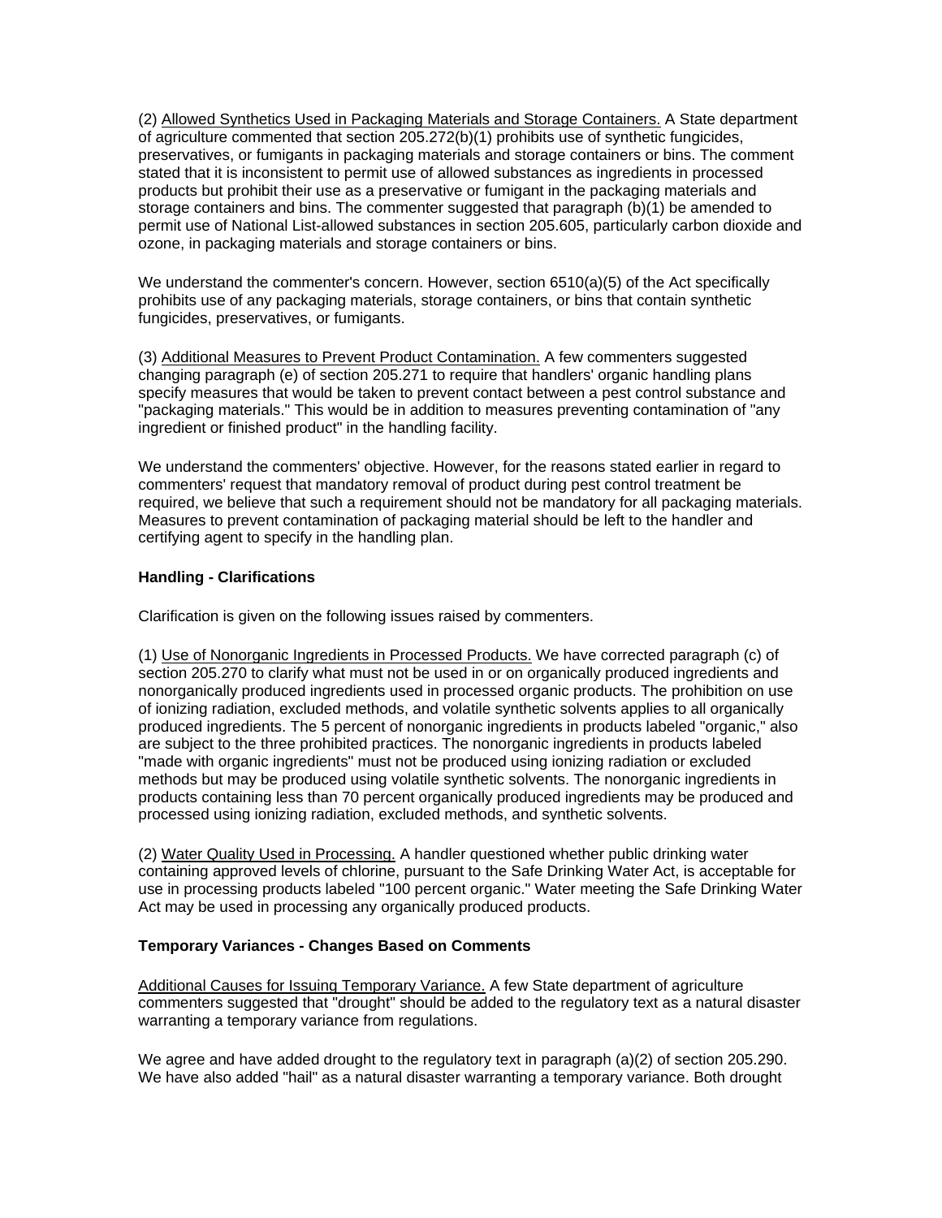(2) Allowed Synthetics Used in Packaging Materials and Storage Containers. A State department of agriculture commented that section 205.272(b)(1) prohibits use of synthetic fungicides, preservatives, or fumigants in packaging materials and storage containers or bins. The comment stated that it is inconsistent to permit use of allowed substances as ingredients in processed products but prohibit their use as a preservative or fumigant in the packaging materials and storage containers and bins. The commenter suggested that paragraph (b)(1) be amended to permit use of National List-allowed substances in section 205.605, particularly carbon dioxide and ozone, in packaging materials and storage containers or bins.

We understand the commenter's concern. However, section 6510(a)(5) of the Act specifically prohibits use of any packaging materials, storage containers, or bins that contain synthetic fungicides, preservatives, or fumigants.

(3) Additional Measures to Prevent Product Contamination. A few commenters suggested changing paragraph (e) of section 205.271 to require that handlers' organic handling plans specify measures that would be taken to prevent contact between a pest control substance and "packaging materials." This would be in addition to measures preventing contamination of "any ingredient or finished product" in the handling facility.

We understand the commenters' objective. However, for the reasons stated earlier in regard to commenters' request that mandatory removal of product during pest control treatment be required, we believe that such a requirement should not be mandatory for all packaging materials. Measures to prevent contamination of packaging material should be left to the handler and certifying agent to specify in the handling plan.

**Handling - Clarifications**

Clarification is given on the following issues raised by commenters.

(1) Use of Nonorganic Ingredients in Processed Products. We have corrected paragraph (c) of section 205.270 to clarify what must not be used in or on organically produced ingredients and nonorganically produced ingredients used in processed organic products. The prohibition on use of ionizing radiation, excluded methods, and volatile synthetic solvents applies to all organically produced ingredients. The 5 percent of nonorganic ingredients in products labeled "organic," also are subject to the three prohibited practices. The nonorganic ingredients in products labeled "made with organic ingredients" must not be produced using ionizing radiation or excluded methods but may be produced using volatile synthetic solvents. The nonorganic ingredients in products containing less than 70 percent organically produced ingredients may be produced and processed using ionizing radiation, excluded methods, and synthetic solvents.

(2) Water Quality Used in Processing. A handler questioned whether public drinking water containing approved levels of chlorine, pursuant to the Safe Drinking Water Act, is acceptable for use in processing products labeled "100 percent organic." Water meeting the Safe Drinking Water Act may be used in processing any organically produced products.

**Temporary Variances - Changes Based on Comments**

Additional Causes for Issuing Temporary Variance. A few State department of agriculture commenters suggested that "drought" should be added to the regulatory text as a natural disaster warranting a temporary variance from regulations.

We agree and have added drought to the regulatory text in paragraph (a)(2) of section 205.290. We have also added "hail" as a natural disaster warranting a temporary variance. Both drought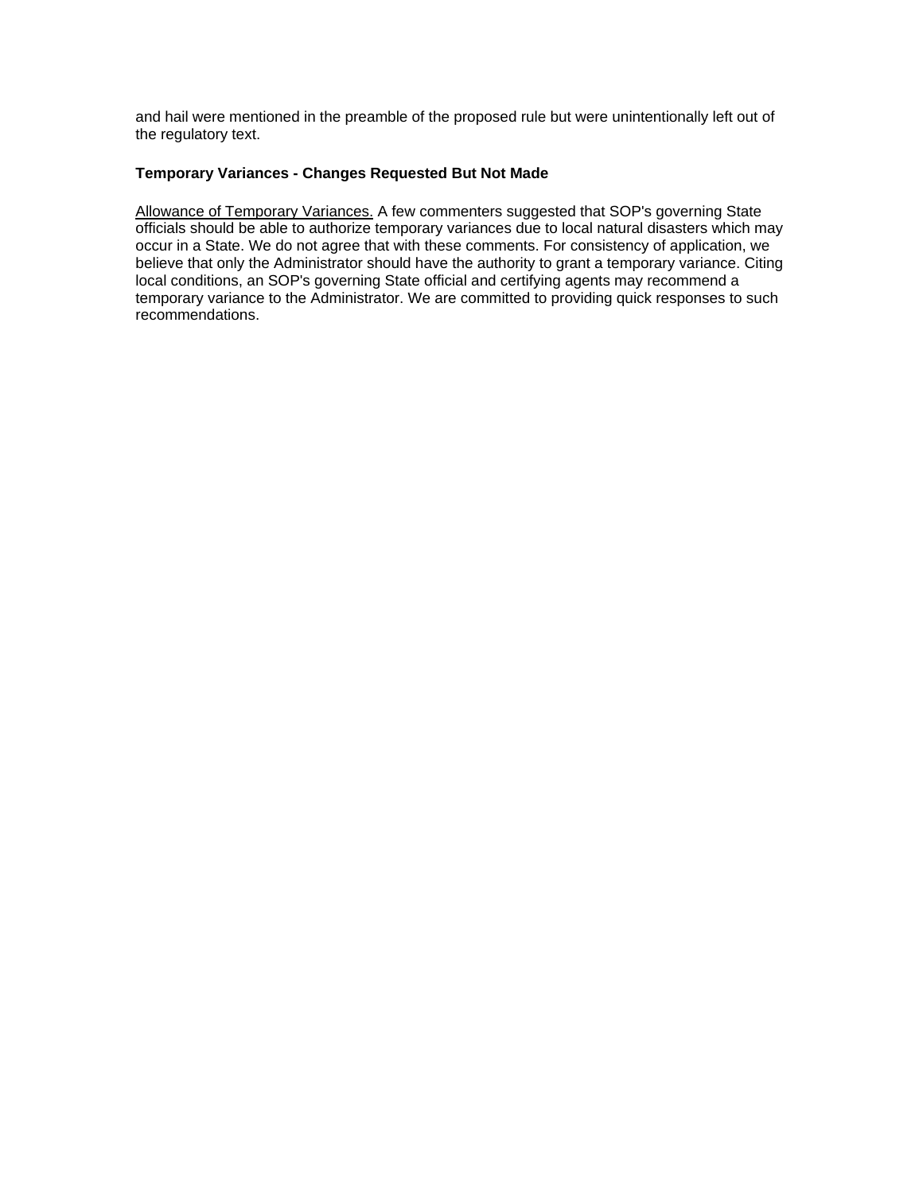and hail were mentioned in the preamble of the proposed rule but were unintentionally left out of the regulatory text.

**Temporary Variances - Changes Requested But Not Made**

<u>Allowance of Temporary Variances.</u> A few commenters suggested that SOP's governing State officials should be able to authorize temporary variances due to local natural disasters which may occur in a State. We do not agree that with these comments. For consistency of application, we believe that only the Administrator should have the authority to grant a temporary variance. Citing local conditions, an SOP's governing State official and certifying agents may recommend a temporary variance to the Administrator. We are committed to providing quick responses to such recommendations.